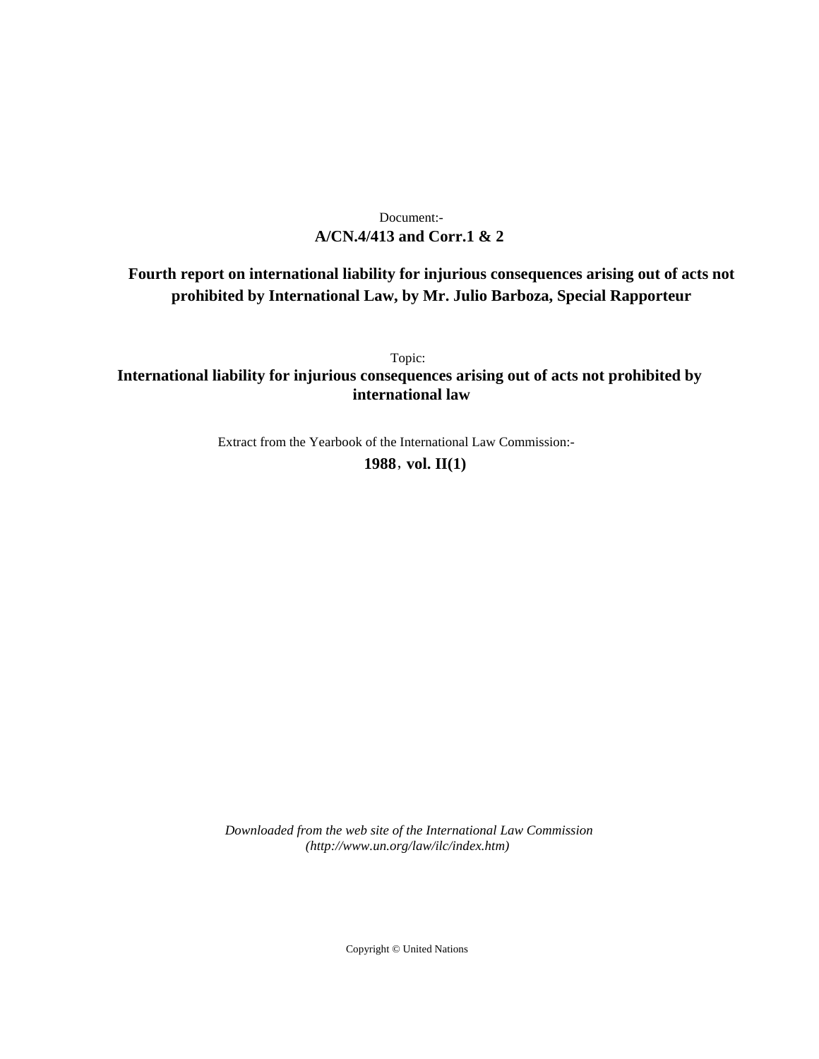Document:-

**A/CN.4/413 and Corr.1 & 2**

**Fourth report on international liability for injurious consequences arising out of acts not prohibited by International Law, by Mr. Julio Barboza, Special Rapporteur**

Topic:

**International liability for injurious consequences arising out of acts not prohibited by international law**

Extract from the Yearbook of the International Law Commission:-

**1988, vol. II(1)**

*Downloaded from the web site of the International Law Commission (http://www.un.org/law/ilc/index.htm)*

Copyright © United Nations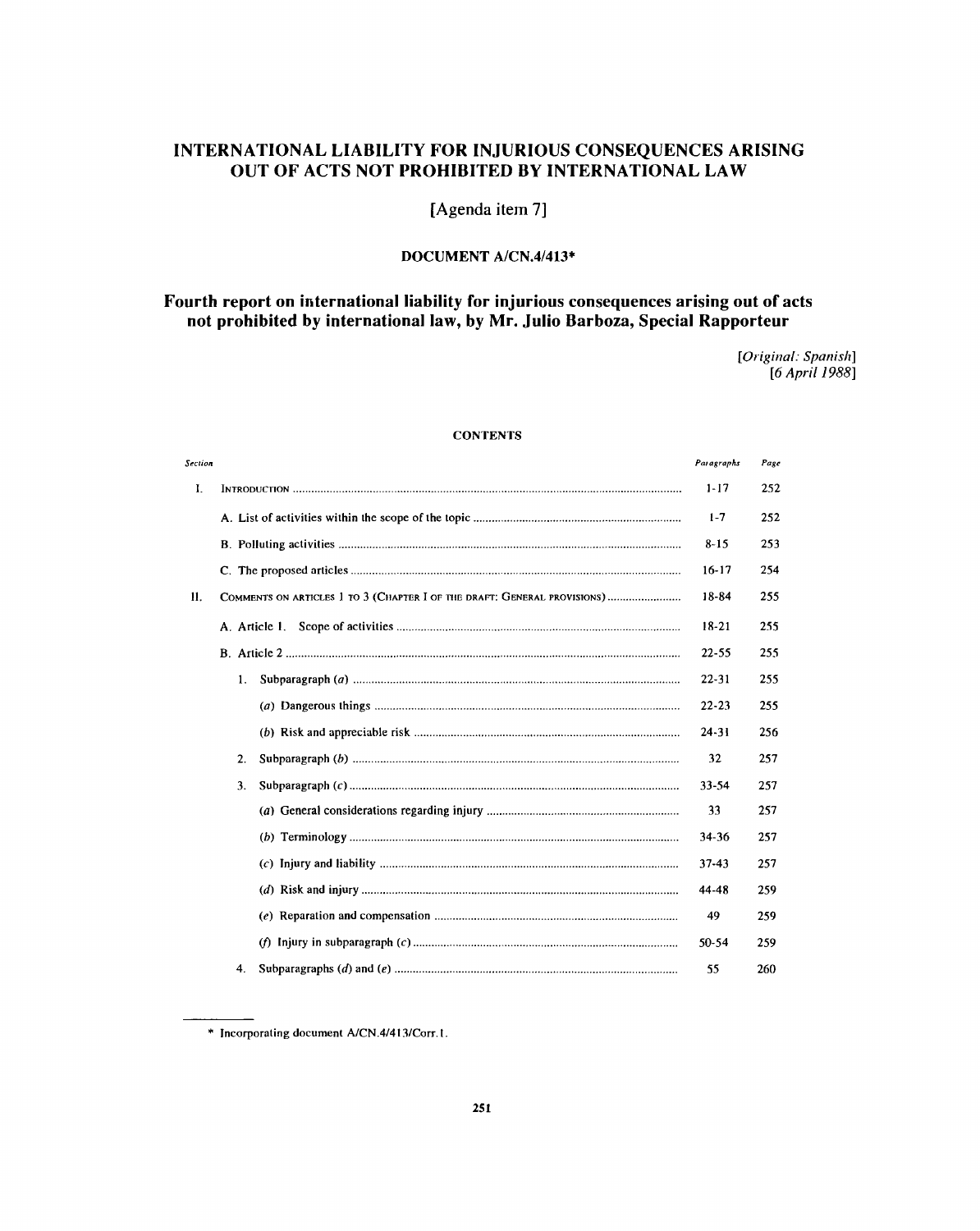# INTERNATIONAL LIABILITY FOR INJURIOUS CONSEQUENCES ARISING OUT OF ACTS NOT PROHIBITED BY INTERNATIONAL LAW

[Agenda item 7]

## DOCUMENT A/CN.4/413*

## Fourth report on international liability for injurious consequences arising out of acts not prohibited by international law, by Mr. Julio Barboza, Special Rapporteur

*[Original: Spanish]*
*[6 April 1988]*

### CONTENTS

| *Section* | | *Paragraphs* | *Page* |
|---|---|---|---|
| I. | INTRODUCTION | 1-17 | 252 |
| | A. List of activities within the scope of the topic | 1-7 | 252 |
| | B. Polluting activities | 8-15 | 253 |
| | C. The proposed articles | 16-17 | 254 |
| II. | COMMENTS ON ARTICLES 1 TO 3 (CHAPTER I OF THE DRAFT: GENERAL PROVISIONS) | 18-84 | 255 |
| | A. Article 1. Scope of activities | 18-21 | 255 |
| | B. Article 2 | 22-55 | 255 |
| | 1. Subparagraph *(a)* | 22-31 | 255 |
| | *(a)* Dangerous things | 22-23 | 255 |
| | *(b)* Risk and appreciable risk | 24-31 | 256 |
| | 2. Subparagraph *(b)* | 32 | 257 |
| | 3. Subparagraph *(c)* | 33-54 | 257 |
| | *(a)* General considerations regarding injury | 33 | 257 |
| | *(b)* Terminology | 34-36 | 257 |
| | *(c)* Injury and liability | 37-43 | 257 |
| | *(d)* Risk and injury | 44-48 | 259 |
| | *(e)* Reparation and compensation | 49 | 259 |
| | *(f)* Injury in subparagraph *(c)* | 50-54 | 259 |
| | 4. Subparagraphs *(d)* and *(e)* | 55 | 260 |

---

\* Incorporating document A/CN.4/413/Corr.1.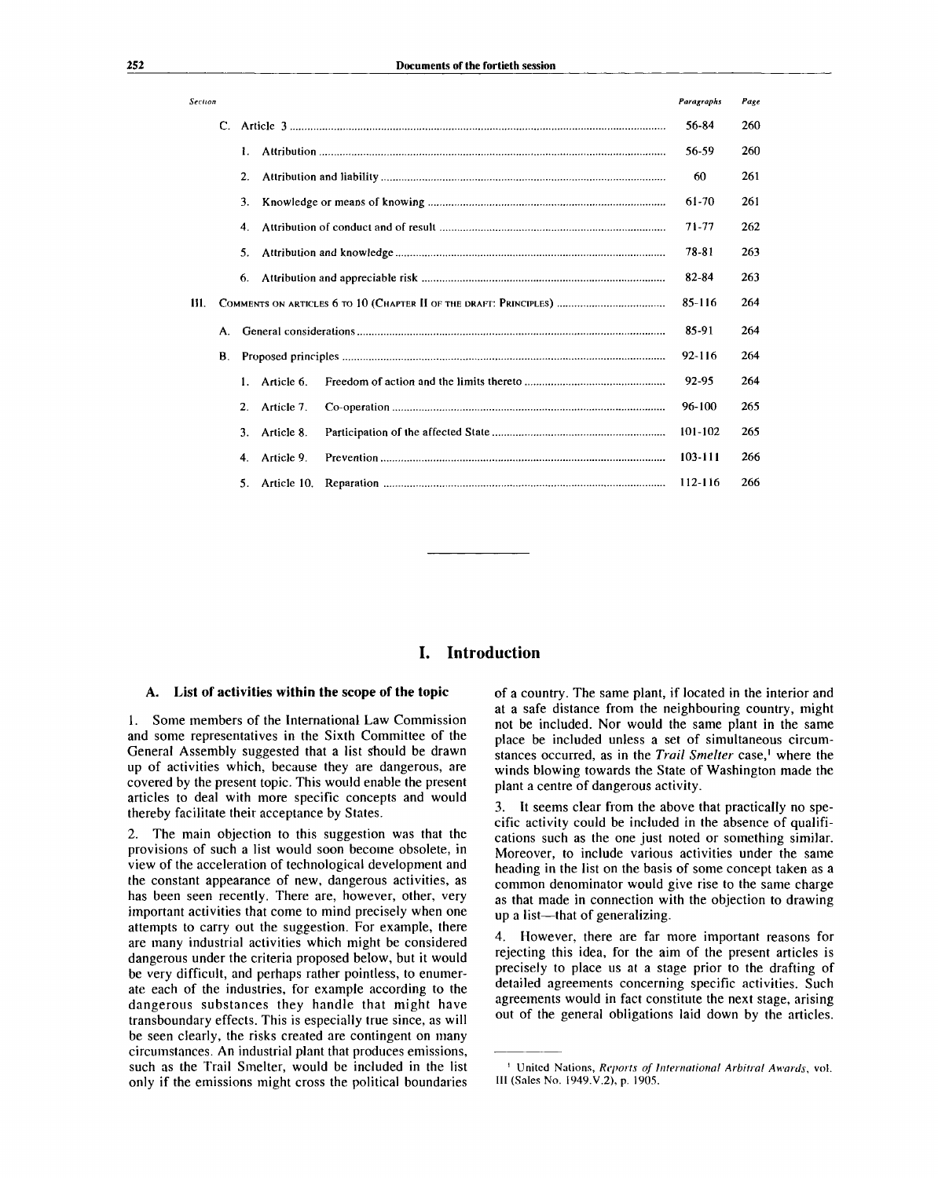| Section | | | Paragraphs | Page |
|---|---|---|---|---|
| C. | Article 3 | | 56-84 | 260 |
| | 1. | Attribution | 56-59 | 260 |
| | 2. | Attribution and liability | 60 | 261 |
| | 3. | Knowledge or means of knowing | 61-70 | 261 |
| | 4. | Attribution of conduct and of result | 71-77 | 262 |
| | 5. | Attribution and knowledge | 78-81 | 263 |
| | 6. | Attribution and appreciable risk | 82-84 | 263 |
| III. | COMMENTS ON ARTICLES 6 TO 10 (CHAPTER II OF THE DRAFT: PRINCIPLES) | | 85-116 | 264 |
| A. | General considerations | | 85-91 | 264 |
| B. | Proposed principles | | 92-116 | 264 |
| | 1. Article 6. | Freedom of action and the limits thereto | 92-95 | 264 |
| | 2. Article 7. | Co-operation | 96-100 | 265 |
| | 3. Article 8. | Participation of the affected State | 101-102 | 265 |
| | 4. Article 9. | Prevention | 103-111 | 266 |
| | 5. Article 10. | Reparation | 112-116 | 266 |

# I. Introduction

## A. List of activities within the scope of the topic

1. Some members of the International Law Commission and some representatives in the Sixth Committee of the General Assembly suggested that a list should be drawn up of activities which, because they are dangerous, are covered by the present topic. This would enable the present articles to deal with more specific concepts and would thereby facilitate their acceptance by States.

2. The main objection to this suggestion was that the provisions of such a list would soon become obsolete, in view of the acceleration of technological development and the constant appearance of new, dangerous activities, as has been seen recently. There are, however, other, very important activities that come to mind precisely when one attempts to carry out the suggestion. For example, there are many industrial activities which might be considered dangerous under the criteria proposed below, but it would be very difficult, and perhaps rather pointless, to enumerate each of the industries, for example according to the dangerous substances they handle that might have transboundary effects. This is especially true since, as will be seen clearly, the risks created are contingent on many circumstances. An industrial plant that produces emissions, such as the Trail Smelter, would be included in the list only if the emissions might cross the political boundaries of a country. The same plant, if located in the interior and at a safe distance from the neighbouring country, might not be included. Nor would the same plant in the same place be included unless a set of simultaneous circumstances occurred, as in the *Trail Smelter* case,[1] where the winds blowing towards the State of Washington made the plant a centre of dangerous activity.

3. It seems clear from the above that practically no specific activity could be included in the absence of qualifications such as the one just noted or something similar. Moreover, to include various activities under the same heading in the list on the basis of some concept taken as a common denominator would give rise to the same charge as that made in connection with the objection to drawing up a list—that of generalizing.

4. However, there are far more important reasons for rejecting this idea, for the aim of the present articles is precisely to place us at a stage prior to the drafting of detailed agreements concerning specific activities. Such agreements would in fact constitute the next stage, arising out of the general obligations laid down by the articles.

---

[1] United Nations, *Reports of International Arbitral Awards*, vol. III (Sales No. 1949.V.2), p. 1905.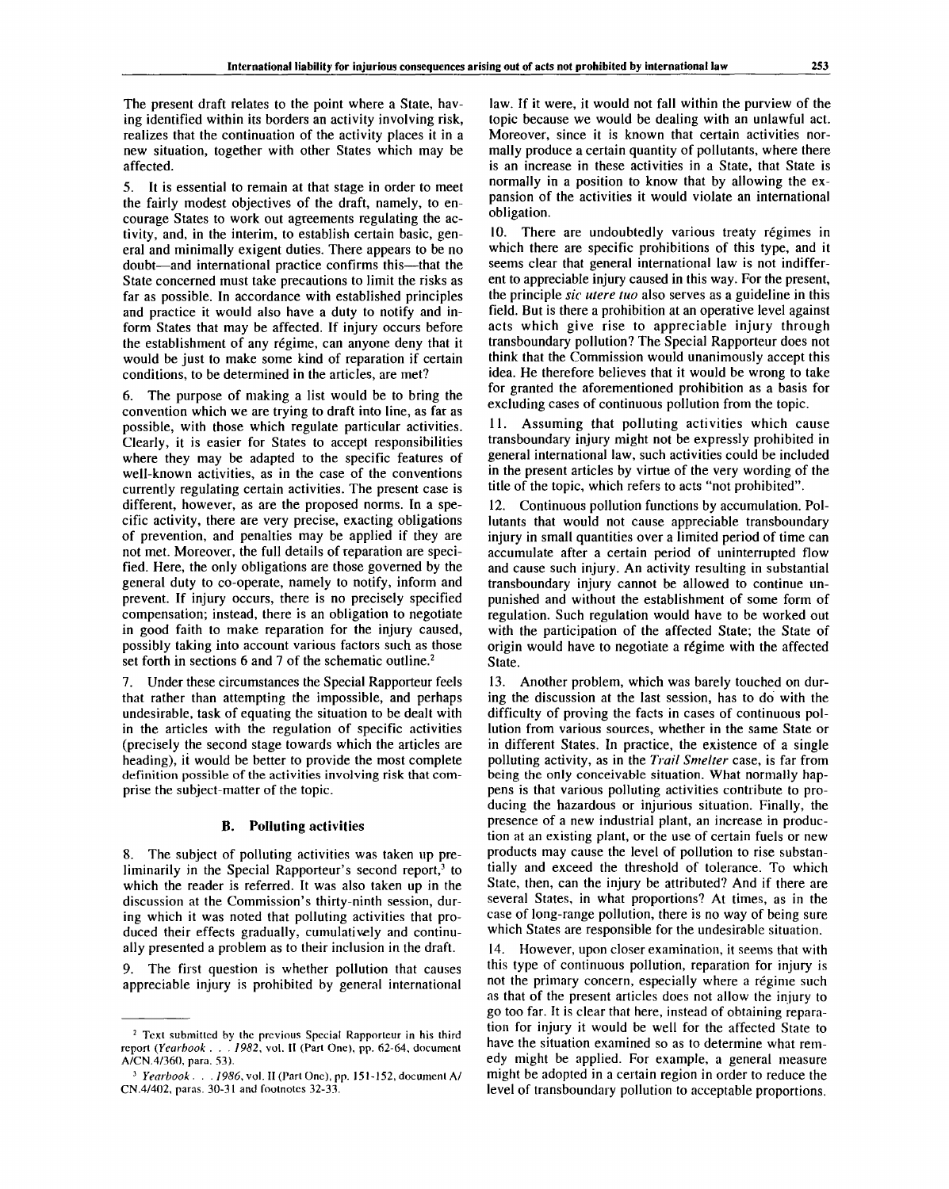The present draft relates to the point where a State, having identified within its borders an activity involving risk, realizes that the continuation of the activity places it in a new situation, together with other States which may be affected.

5. It is essential to remain at that stage in order to meet the fairly modest objectives of the draft, namely, to encourage States to work out agreements regulating the activity, and, in the interim, to establish certain basic, general and minimally exigent duties. There appears to be no doubt—and international practice confirms this—that the State concerned must take precautions to limit the risks as far as possible. In accordance with established principles and practice it would also have a duty to notify and inform States that may be affected. If injury occurs before the establishment of any régime, can anyone deny that it would be just to make some kind of reparation if certain conditions, to be determined in the articles, are met?

6. The purpose of making a list would be to bring the convention which we are trying to draft into line, as far as possible, with those which regulate particular activities. Clearly, it is easier for States to accept responsibilities where they may be adapted to the specific features of well-known activities, as in the case of the conventions currently regulating certain activities. The present case is different, however, as are the proposed norms. In a specific activity, there are very precise, exacting obligations of prevention, and penalties may be applied if they are not met. Moreover, the full details of reparation are specified. Here, the only obligations are those governed by the general duty to co-operate, namely to notify, inform and prevent. If injury occurs, there is no precisely specified compensation; instead, there is an obligation to negotiate in good faith to make reparation for the injury caused, possibly taking into account various factors such as those set forth in sections 6 and 7 of the schematic outline.[2]

7. Under these circumstances the Special Rapporteur feels that rather than attempting the impossible, and perhaps undesirable, task of equating the situation to be dealt with in the articles with the regulation of specific activities (precisely the second stage towards which the articles are heading), it would be better to provide the most complete definition possible of the activities involving risk that comprise the subject-matter of the topic.

## B. Polluting activities

8. The subject of polluting activities was taken up preliminarily in the Special Rapporteur's second report,[3] to which the reader is referred. It was also taken up in the discussion at the Commission's thirty-ninth session, during which it was noted that polluting activities that produced their effects gradually, cumulatively and continually presented a problem as to their inclusion in the draft.

9. The first question is whether pollution that causes appreciable injury is prohibited by general international law. If it were, it would not fall within the purview of the topic because we would be dealing with an unlawful act. Moreover, since it is known that certain activities normally produce a certain quantity of pollutants, where there is an increase in these activities in a State, that State is normally in a position to know that by allowing the expansion of the activities it would violate an international obligation.

10. There are undoubtedly various treaty régimes in which there are specific prohibitions of this type, and it seems clear that general international law is not indifferent to appreciable injury caused in this way. For the present, the principle *sic utere tuo* also serves as a guideline in this field. But is there a prohibition at an operative level against acts which give rise to appreciable injury through transboundary pollution? The Special Rapporteur does not think that the Commission would unanimously accept this idea. He therefore believes that it would be wrong to take for granted the aforementioned prohibition as a basis for excluding cases of continuous pollution from the topic.

11. Assuming that polluting activities which cause transboundary injury might not be expressly prohibited in general international law, such activities could be included in the present articles by virtue of the very wording of the title of the topic, which refers to acts "not prohibited".

12. Continuous pollution functions by accumulation. Pollutants that would not cause appreciable transboundary injury in small quantities over a limited period of time can accumulate after a certain period of uninterrupted flow and cause such injury. An activity resulting in substantial transboundary injury cannot be allowed to continue unpunished and without the establishment of some form of regulation. Such regulation would have to be worked out with the participation of the affected State; the State of origin would have to negotiate a régime with the affected State.

13. Another problem, which was barely touched on during the discussion at the last session, has to do with the difficulty of proving the facts in cases of continuous pollution from various sources, whether in the same State or in different States. In practice, the existence of a single polluting activity, as in the *Trail Smelter* case, is far from being the only conceivable situation. What normally happens is that various polluting activities contribute to producing the hazardous or injurious situation. Finally, the presence of a new industrial plant, an increase in production at an existing plant, or the use of certain fuels or new products may cause the level of pollution to rise substantially and exceed the threshold of tolerance. To which State, then, can the injury be attributed? And if there are several States, in what proportions? At times, as in the case of long-range pollution, there is no way of being sure which States are responsible for the undesirable situation.

14. However, upon closer examination, it seems that with this type of continuous pollution, reparation for injury is not the primary concern, especially where a régime such as that of the present articles does not allow the injury to go too far. It is clear that here, instead of obtaining reparation for injury it would be well for the affected State to have the situation examined so as to determine what remedy might be applied. For example, a general measure might be adopted in a certain region in order to reduce the level of transboundary pollution to acceptable proportions.

---

[2] Text submitted by the previous Special Rapporteur in his third report (*Yearbook . . . 1982*, vol. II (Part One), pp. 62-64, document A/CN.4/360, para. 53).

[3] *Yearbook . . . 1986*, vol. II (Part One), pp. 151-152, document A/CN.4/402, paras. 30-31 and footnotes 32-33.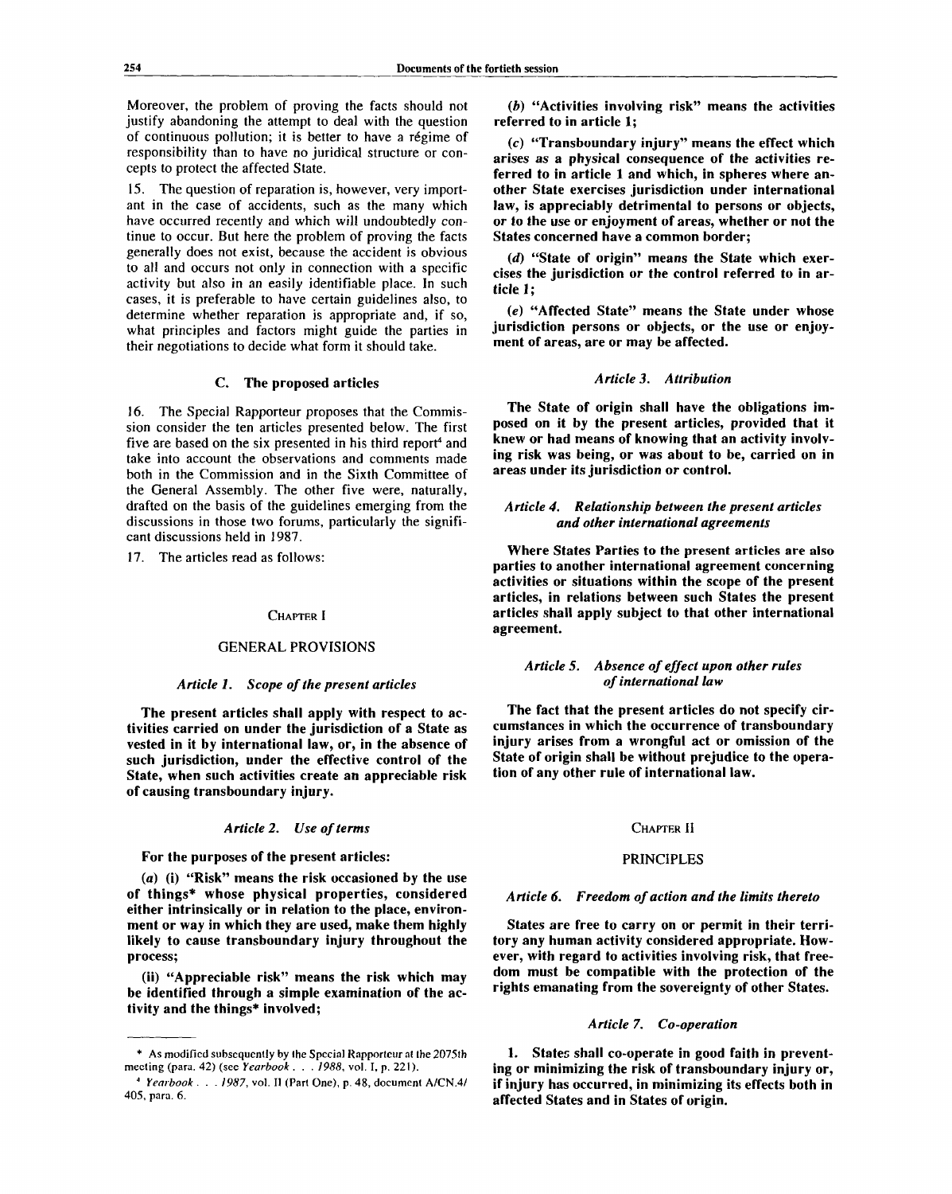Moreover, the problem of proving the facts should not justify abandoning the attempt to deal with the question of continuous pollution; it is better to have a régime of responsibility than to have no juridical structure or concepts to protect the affected State.

15. The question of reparation is, however, very important in the case of accidents, such as the many which have occurred recently and which will undoubtedly continue to occur. But here the problem of proving the facts generally does not exist, because the accident is obvious to all and occurs not only in connection with a specific activity but also in an easily identifiable place. In such cases, it is preferable to have certain guidelines also, to determine whether reparation is appropriate and, if so, what principles and factors might guide the parties in their negotiations to decide what form it should take.

## C. The proposed articles

16. The Special Rapporteur proposes that the Commission consider the ten articles presented below. The first five are based on the six presented in his third report[4] and take into account the observations and comments made both in the Commission and in the Sixth Committee of the General Assembly. The other five were, naturally, drafted on the basis of the guidelines emerging from the discussions in those two forums, particularly the significant discussions held in 1987.

17. The articles read as follows:

### CHAPTER I

### GENERAL PROVISIONS

#### *Article 1. Scope of the present articles*

**The present articles shall apply with respect to activities carried on under the jurisdiction of a State as vested in it by international law, or, in the absence of such jurisdiction, under the effective control of the State, when such activities create an appreciable risk of causing transboundary injury.**

#### *Article 2. Use of terms*

**For the purposes of the present articles:**

**(*a*) (i) "Risk" means the risk occasioned by the use of things* whose physical properties, considered either intrinsically or in relation to the place, environment or way in which they are used, make them highly likely to cause transboundary injury throughout the process;**

**(ii) "Appreciable risk" means the risk which may be identified through a simple examination of the activity and the things* involved;**

**(*b*) "Activities involving risk" means the activities referred to in article 1;**

**(*c*) "Transboundary injury" means the effect which arises as a physical consequence of the activities referred to in article 1 and which, in spheres where another State exercises jurisdiction under international law, is appreciably detrimental to persons or objects, or to the use or enjoyment of areas, whether or not the States concerned have a common border;**

**(*d*) "State of origin" means the State which exercises the jurisdiction or the control referred to in article 1;**

**(*e*) "Affected State" means the State under whose jurisdiction persons or objects, or the use or enjoyment of areas, are or may be affected.**

#### *Article 3. Attribution*

**The State of origin shall have the obligations imposed on it by the present articles, provided that it knew or had means of knowing that an activity involving risk was being, or was about to be, carried on in areas under its jurisdiction or control.**

#### *Article 4. Relationship between the present articles and other international agreements*

**Where States Parties to the present articles are also parties to another international agreement concerning activities or situations within the scope of the present articles, in relations between such States the present articles shall apply subject to that other international agreement.**

#### *Article 5. Absence of effect upon other rules of international law*

**The fact that the present articles do not specify circumstances in which the occurrence of transboundary injury arises from a wrongful act or omission of the State of origin shall be without prejudice to the operation of any other rule of international law.**

### CHAPTER II

### PRINCIPLES

#### *Article 6. Freedom of action and the limits thereto*

**States are free to carry on or permit in their territory any human activity considered appropriate. However, with regard to activities involving risk, that freedom must be compatible with the protection of the rights emanating from the sovereignty of other States.**

#### *Article 7. Co-operation*

**1. States shall co-operate in good faith in preventing or minimizing the risk of transboundary injury or, if injury has occurred, in minimizing its effects both in affected States and in States of origin.**

---

\* As modified subsequently by the Special Rapporteur at the 2075th meeting (para. 42) (see *Yearbook . . . 1988*, vol. I, p. 221).

[4] *Yearbook . . . 1987*, vol. II (Part One), p. 48, document A/CN.4/405, para. 6.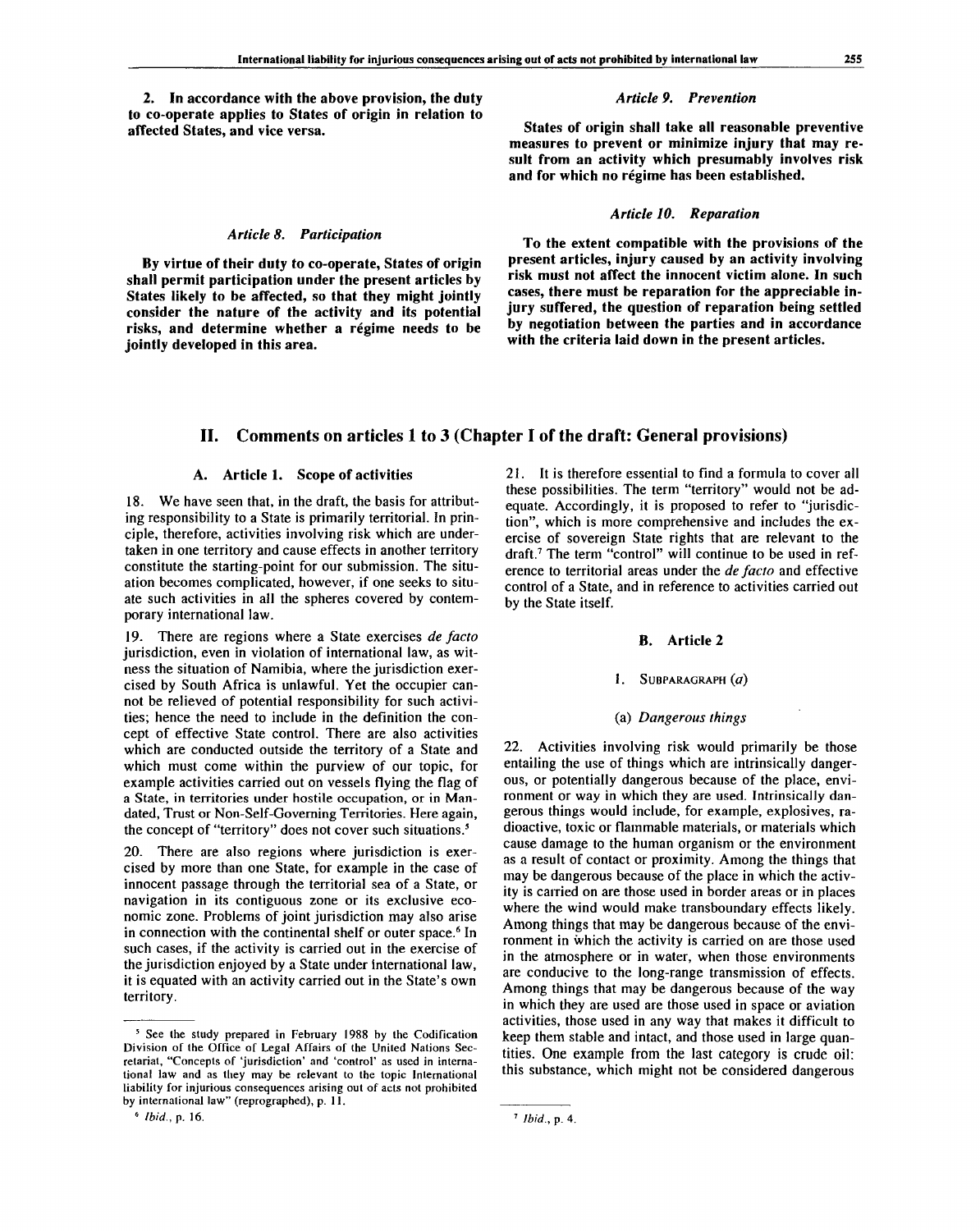**2. In accordance with the above provision, the duty to co-operate applies to States of origin in relation to affected States, and vice versa.**

*Article 8. Participation*

**By virtue of their duty to co-operate, States of origin shall permit participation under the present articles by States likely to be affected, so that they might jointly consider the nature of the activity and its potential risks, and determine whether a régime needs to be jointly developed in this area.**

*Article 9. Prevention*

**States of origin shall take all reasonable preventive measures to prevent or minimize injury that may result from an activity which presumably involves risk and for which no régime has been established.**

*Article 10. Reparation*

**To the extent compatible with the provisions of the present articles, injury caused by an activity involving risk must not affect the innocent victim alone. In such cases, there must be reparation for the appreciable injury suffered, the question of reparation being settled by negotiation between the parties and in accordance with the criteria laid down in the present articles.**

## II. Comments on articles 1 to 3 (Chapter I of the draft: General provisions)

### A. Article 1. Scope of activities

18. We have seen that, in the draft, the basis for attributing responsibility to a State is primarily territorial. In principle, therefore, activities involving risk which are undertaken in one territory and cause effects in another territory constitute the starting-point for our submission. The situation becomes complicated, however, if one seeks to situate such activities in all the spheres covered by contemporary international law.

19. There are regions where a State exercises *de facto* jurisdiction, even in violation of international law, as witness the situation of Namibia, where the jurisdiction exercised by South Africa is unlawful. Yet the occupier cannot be relieved of potential responsibility for such activities; hence the need to include in the definition the concept of effective State control. There are also activities which are conducted outside the territory of a State and which must come within the purview of our topic, for example activities carried out on vessels flying the flag of a State, in territories under hostile occupation, or in Mandated, Trust or Non-Self-Governing Territories. Here again, the concept of "territory" does not cover such situations.[5]

20. There are also regions where jurisdiction is exercised by more than one State, for example in the case of innocent passage through the territorial sea of a State, or navigation in its contiguous zone or its exclusive economic zone. Problems of joint jurisdiction may also arise in connection with the continental shelf or outer space.[6] In such cases, if the activity is carried out in the exercise of the jurisdiction enjoyed by a State under international law, it is equated with an activity carried out in the State's own territory.

21. It is therefore essential to find a formula to cover all these possibilities. The term "territory" would not be adequate. Accordingly, it is proposed to refer to "jurisdiction", which is more comprehensive and includes the exercise of sovereign State rights that are relevant to the draft.[7] The term "control" will continue to be used in reference to territorial areas under the *de facto* and effective control of a State, and in reference to activities carried out by the State itself.

### B. Article 2

#### 1. Subparagraph (*a*)

##### (a) *Dangerous things*

22. Activities involving risk would primarily be those entailing the use of things which are intrinsically dangerous, or potentially dangerous because of the place, environment or way in which they are used. Intrinsically dangerous things would include, for example, explosives, radioactive, toxic or flammable materials, or materials which cause damage to the human organism or the environment as a result of contact or proximity. Among the things that may be dangerous because of the place in which the activity is carried on are those used in border areas or in places where the wind would make transboundary effects likely. Among things that may be dangerous because of the environment in which the activity is carried on are those used in the atmosphere or in water, when those environments are conducive to the long-range transmission of effects. Among things that may be dangerous because of the way in which they are used are those used in space or aviation activities, those used in any way that makes it difficult to keep them stable and intact, and those used in large quantities. One example from the last category is crude oil: this substance, which might not be considered dangerous

---

[5] See the study prepared in February 1988 by the Codification Division of the Office of Legal Affairs of the United Nations Secretariat, "Concepts of 'jurisdiction' and 'control' as used in international law and as they may be relevant to the topic International liability for injurious consequences arising out of acts not prohibited by international law" (reprographed), p. 11.

[6] *Ibid.*, p. 16.

[7] *Ibid.*, p. 4.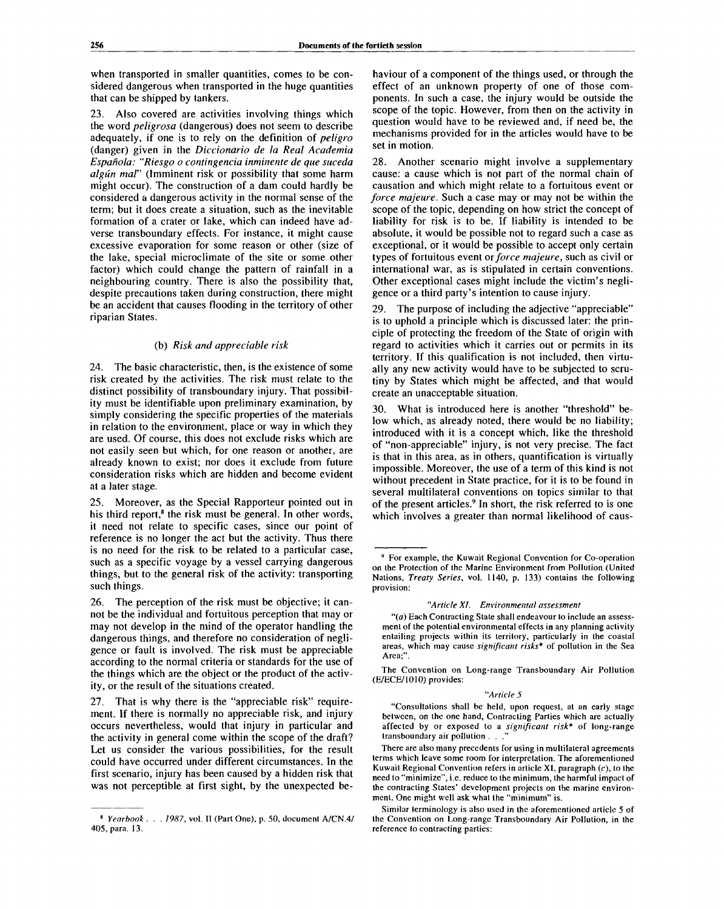when transported in smaller quantities, comes to be considered dangerous when transported in the huge quantities that can be shipped by tankers.

23. Also covered are activities involving things which the word *peligrosa* (dangerous) does not seem to describe adequately, if one is to rely on the definition of *peligro* (danger) given in the *Diccionario de la Real Academia Española: "Riesgo o contingencia inminente de que suceda algún mal"* (Imminent risk or possibility that some harm might occur). The construction of a dam could hardly be considered a dangerous activity in the normal sense of the term; but it does create a situation, such as the inevitable formation of a crater or lake, which can indeed have adverse transboundary effects. For instance, it might cause excessive evaporation for some reason or other (size of the lake, special microclimate of the site or some other factor) which could change the pattern of rainfall in a neighbouring country. There is also the possibility that, despite precautions taken during construction, there might be an accident that causes flooding in the territory of other riparian States.

### (b) *Risk and appreciable risk*

24. The basic characteristic, then, is the existence of some risk created by the activities. The risk must relate to the distinct possibility of transboundary injury. That possibility must be identifiable upon preliminary examination, by simply considering the specific properties of the materials in relation to the environment, place or way in which they are used. Of course, this does not exclude risks which are not easily seen but which, for one reason or another, are already known to exist; nor does it exclude from future consideration risks which are hidden and become evident at a later stage.

25. Moreover, as the Special Rapporteur pointed out in his third report,[8] the risk must be general. In other words, it need not relate to specific cases, since our point of reference is no longer the act but the activity. Thus there is no need for the risk to be related to a particular case, such as a specific voyage by a vessel carrying dangerous things, but to the general risk of the activity: transporting such things.

26. The perception of the risk must be objective; it cannot be the individual and fortuitous perception that may or may not develop in the mind of the operator handling the dangerous things, and therefore no consideration of negligence or fault is involved. The risk must be appreciable according to the normal criteria or standards for the use of the things which are the object or the product of the activity, or the result of the situations created.

27. That is why there is the "appreciable risk" requirement. If there is normally no appreciable risk, and injury occurs nevertheless, would that injury in particular and the activity in general come within the scope of the draft? Let us consider the various possibilities, for the result could have occurred under different circumstances. In the first scenario, injury has been caused by a hidden risk that was not perceptible at first sight, by the unexpected behaviour of a component of the things used, or through the effect of an unknown property of one of those components. In such a case, the injury would be outside the scope of the topic. However, from then on the activity in question would have to be reviewed and, if need be, the mechanisms provided for in the articles would have to be set in motion.

28. Another scenario might involve a supplementary cause: a cause which is not part of the normal chain of causation and which might relate to a fortuitous event or *force majeure*. Such a case may or may not be within the scope of the topic, depending on how strict the concept of liability for risk is to be. If liability is intended to be absolute, it would be possible not to regard such a case as exceptional, or it would be possible to accept only certain types of fortuitous event or *force majeure*, such as civil or international war, as is stipulated in certain conventions. Other exceptional cases might include the victim's negligence or a third party's intention to cause injury.

29. The purpose of including the adjective "appreciable" is to uphold a principle which is discussed later: the principle of protecting the freedom of the State of origin with regard to activities which it carries out or permits in its territory. If this qualification is not included, then virtually any new activity would have to be subjected to scrutiny by States which might be affected, and that would create an unacceptable situation.

30. What is introduced here is another "threshold" below which, as already noted, there would be no liability; introduced with it is a concept which, like the threshold of "non-appreciable" injury, is not very precise. The fact is that in this area, as in others, quantification is virtually impossible. Moreover, the use of a term of this kind is not without precedent in State practice, for it is to be found in several multilateral conventions on topics similar to that of the present articles.[9] In short, the risk referred to is one which involves a greater than normal likelihood of caus-

---

[8] *Yearbook . . . 1987*, vol. II (Part One), p. 50, document A/CN.4/405, para. 13.

[9] For example, the Kuwait Regional Convention for Co-operation on the Protection of the Marine Environment from Pollution (United Nations, *Treaty Series*, vol. 1140, p. 133) contains the following provision:

*"Article XI. Environmental assessment*

"(*a*) Each Contracting State shall endeavour to include an assessment of the potential environmental effects in any planning activity entailing projects within its territory, particularly in the coastal areas, which may cause *significant risks\** of pollution in the Sea Area;".

The Convention on Long-range Transboundary Air Pollution (E/ECE/1010) provides:

*"Article 5*

"Consultations shall be held, upon request, at an early stage between, on the one hand, Contracting Parties which are actually affected by or exposed to a *significant risk\** of long-range transboundary air pollution . . ."

There are also many precedents for using in multilateral agreements terms which leave some room for interpretation. The aforementioned Kuwait Regional Convention refers in article XI, paragraph (*c*), to the need to "minimize", i.e. reduce to the minimum, the harmful impact of the contracting States' development projects on the marine environment. One might well ask what the "minimum" is.

Similar terminology is also used in the aforementioned article 5 of the Convention on Long-range Transboundary Air Pollution, in the reference to contracting parties: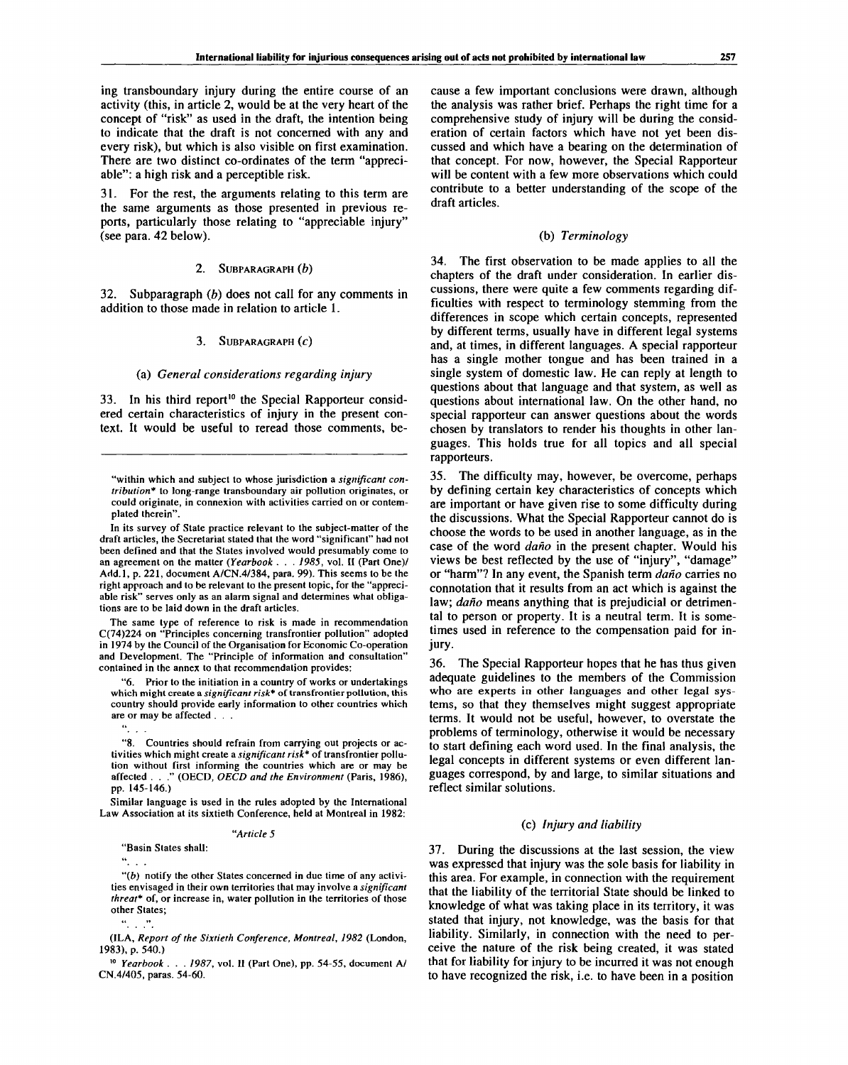ing transboundary injury during the entire course of an activity (this, in article 2, would be at the very heart of the concept of "risk" as used in the draft, the intention being to indicate that the draft is not concerned with any and every risk), but which is also visible on first examination. There are two distinct co-ordinates of the term "appreciable": a high risk and a perceptible risk.

31. For the rest, the arguments relating to this term are the same arguments as those presented in previous reports, particularly those relating to "appreciable injury" (see para. 42 below).

#### 2. SUBPARAGRAPH (*b*)

32. Subparagraph (*b*) does not call for any comments in addition to those made in relation to article 1.

#### 3. SUBPARAGRAPH (*c*)

##### (a) *General considerations regarding injury*

33. In his third report[10] the Special Rapporteur considered certain characteristics of injury in the present context. It would be useful to reread those comments, because a few important conclusions were drawn, although the analysis was rather brief. Perhaps the right time for a comprehensive study of injury will be during the consideration of certain factors which have not yet been discussed and which have a bearing on the determination of that concept. For now, however, the Special Rapporteur will be content with a few more observations which could contribute to a better understanding of the scope of the draft articles.

##### (b) *Terminology*

34. The first observation to be made applies to all the chapters of the draft under consideration. In earlier discussions, there were quite a few comments regarding difficulties with respect to terminology stemming from the differences in scope which certain concepts, represented by different terms, usually have in different legal systems and, at times, in different languages. A special rapporteur has a single mother tongue and has been trained in a single system of domestic law. He can reply at length to questions about that language and that system, as well as questions about international law. On the other hand, no special rapporteur can answer questions about the words chosen by translators to render his thoughts in other languages. This holds true for all topics and all special rapporteurs.

35. The difficulty may, however, be overcome, perhaps by defining certain key characteristics of concepts which are important or have given rise to some difficulty during the discussions. What the Special Rapporteur cannot do is choose the words to be used in another language, as in the case of the word *daño* in the present chapter. Would his views be best reflected by the use of "injury", "damage" or "harm"? In any event, the Spanish term *daño* carries no connotation that it results from an act which is against the law; *daño* means anything that is prejudicial or detrimental to person or property. It is a neutral term. It is sometimes used in reference to the compensation paid for injury.

36. The Special Rapporteur hopes that he has thus given adequate guidelines to the members of the Commission who are experts in other languages and other legal systems, so that they themselves might suggest appropriate terms. It would not be useful, however, to overstate the problems of terminology, otherwise it would be necessary to start defining each word used. In the final analysis, the legal concepts in different systems or even different languages correspond, by and large, to similar situations and reflect similar solutions.

##### (c) *Injury and liability*

37. During the discussions at the last session, the view was expressed that injury was the sole basis for liability in this area. For example, in connection with the requirement that the liability of the territorial State should be linked to knowledge of what was taking place in its territory, it was stated that injury, not knowledge, was the basis for that liability. Similarly, in connection with the need to perceive the nature of the risk being created, it was stated that for liability for injury to be incurred it was not enough to have recognized the risk, i.e. to have been in a position

---

"within which and subject to whose jurisdiction a *significant contribution** to long-range transboundary air pollution originates, or could originate, in connexion with activities carried on or contemplated therein".

In its survey of State practice relevant to the subject-matter of the draft articles, the Secretariat stated that the word "significant" had not been defined and that the States involved would presumably come to an agreement on the matter (*Yearbook . . . 1985*, vol. II (Part One)/Add.1, p. 221, document A/CN.4/384, para. 99). This seems to be the right approach and to be relevant to the present topic, for the "appreciable risk" serves only as an alarm signal and determines what obligations are to be laid down in the draft articles.

The same type of reference to risk is made in recommendation C(74)224 on "Principles concerning transfrontier pollution" adopted in 1974 by the Council of the Organisation for Economic Co-operation and Development. The "Principle of information and consultation" contained in the annex to that recommendation provides:

"6. Prior to the initiation in a country of works or undertakings which might create a *significant risk** of transfrontier pollution, this country should provide early information to other countries which are or may be affected . . .

". . .

"8. Countries should refrain from carrying out projects or activities which might create a *significant risk** of transfrontier pollution without first informing the countries which are or may be affected . . ." (OECD, *OECD and the Environment* (Paris, 1986), pp. 145-146.)

Similar language is used in the rules adopted by the International Law Association at its sixtieth Conference, held at Montreal in 1982:

"*Article 5*

"Basin States shall:

". . .

"(*b*) notify the other States concerned in due time of any activities envisaged in their own territories that may involve a *significant threat** of, or increase in, water pollution in the territories of those other States;

". . .".

(ILA, *Report of the Sixtieth Conference, Montreal, 1982* (London, 1983), p. 540.)

[10] *Yearbook . . . 1987*, vol. II (Part One), pp. 54-55, document A/CN.4/405, paras. 54-60.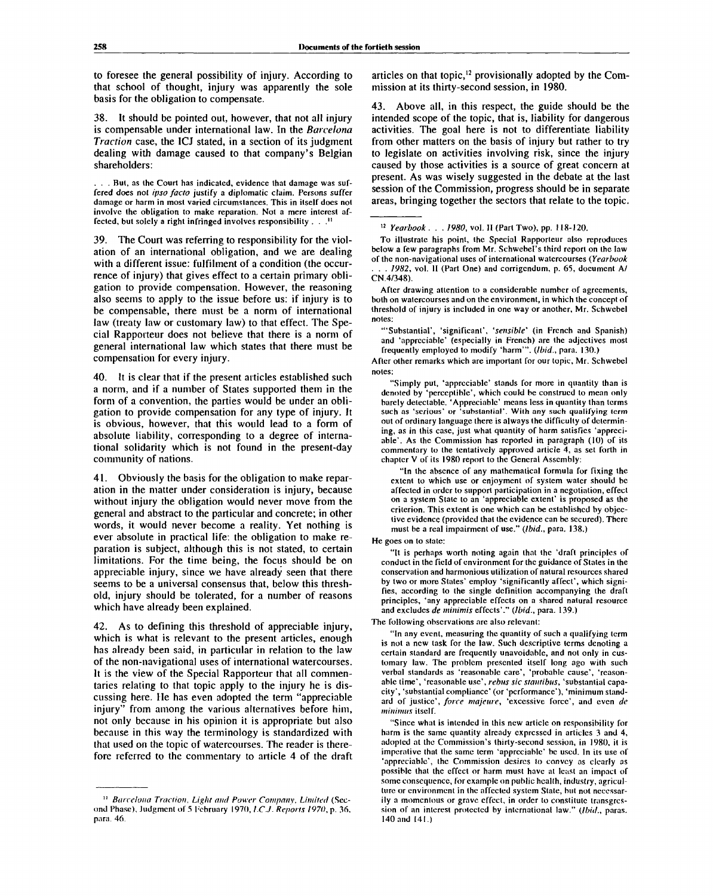to foresee the general possibility of injury. According to that school of thought, injury was apparently the sole basis for the obligation to compensate.

38. It should be pointed out, however, that not all injury is compensable under international law. In the *Barcelona Traction* case, the ICJ stated, in a section of its judgment dealing with damage caused to that company's Belgian shareholders:

> . . . But, as the Court has indicated, evidence that damage was suffered does not *ipso facto* justify a diplomatic claim. Persons suffer damage or harm in most varied circumstances. This in itself does not involve the obligation to make reparation. Not a mere interest affected, but solely a right infringed involves responsibility . . .[11]

39. The Court was referring to responsibility for the violation of an international obligation, and we are dealing with a different issue: fulfilment of a condition (the occurrence of injury) that gives effect to a certain primary obligation to provide compensation. However, the reasoning also seems to apply to the issue before us: if injury is to be compensable, there must be a norm of international law (treaty law or customary law) to that effect. The Special Rapporteur does not believe that there is a norm of general international law which states that there must be compensation for every injury.

40. It is clear that if the present articles established such a norm, and if a number of States supported them in the form of a convention, the parties would be under an obligation to provide compensation for any type of injury. It is obvious, however, that this would lead to a form of absolute liability, corresponding to a degree of international solidarity which is not found in the present-day community of nations.

41. Obviously the basis for the obligation to make reparation in the matter under consideration is injury, because without injury the obligation would never move from the general and abstract to the particular and concrete; in other words, it would never become a reality. Yet nothing is ever absolute in practical life: the obligation to make reparation is subject, although this is not stated, to certain limitations. For the time being, the focus should be on appreciable injury, since we have already seen that there seems to be a universal consensus that, below this threshold, injury should be tolerated, for a number of reasons which have already been explained.

42. As to defining this threshold of appreciable injury, which is what is relevant to the present articles, enough has already been said, in particular in relation to the law of the non-navigational uses of international watercourses. It is the view of the Special Rapporteur that all commentaries relating to that topic apply to the injury he is discussing here. He has even adopted the term "appreciable injury" from among the various alternatives before him, not only because in his opinion it is appropriate but also because in this way the terminology is standardized with that used on the topic of watercourses. The reader is therefore referred to the commentary to article 4 of the draft articles on that topic,[12] provisionally adopted by the Commission at its thirty-second session, in 1980.

43. Above all, in this respect, the guide should be the intended scope of the topic, that is, liability for dangerous activities. The goal here is not to differentiate liability from other matters on the basis of injury but rather to try to legislate on activities involving risk, since the injury caused by those activities is a source of great concern at present. As was wisely suggested in the debate at the last session of the Commission, progress should be in separate areas, bringing together the sectors that relate to the topic.

---

[11] *Barcelona Traction, Light and Power Company, Limited* (Second Phase), Judgment of 5 February 1970, *I.C.J. Reports 1970*, p. 36, para. 46.

[12] *Yearbook . . . 1980*, vol. II (Part Two), pp. 118-120.

To illustrate his point, the Special Rapporteur also reproduces below a few paragraphs from Mr. Schwebel's third report on the law of the non-navigational uses of international watercourses (*Yearbook . . . 1982*, vol. II (Part One) and corrigendum, p. 65, document A/CN.4/348).

After drawing attention to a considerable number of agreements, both on watercourses and on the environment, in which the concept of threshold of injury is included in one way or another, Mr. Schwebel notes:

"'Substantial', 'significant', '*sensible*' (in French and Spanish) and 'appreciable' (especially in French) are the adjectives most frequently employed to modify 'harm'". (*Ibid.*, para. 130.)

After other remarks which are important for our topic, Mr. Schwebel notes:

> "Simply put, 'appreciable' stands for more in quantity than is denoted by 'perceptible', which could be construed to mean only barely detectable. 'Appreciable' means less in quantity than terms such as 'serious' or 'substantial'. With any such qualifying term out of ordinary language there is always the difficulty of determining, as in this case, just what quantity of harm satisfies 'appreciable'. As the Commission has reported in paragraph (10) of its commentary to the tentatively approved article 4, as set forth in chapter V of its 1980 report to the General Assembly:
>
> > "In the absence of any mathematical formula for fixing the extent to which use or enjoyment of system water should be affected in order to support participation in a negotiation, effect on a system State to an 'appreciable extent' is proposed as the criterion. This extent is one which can be established by objective evidence (provided that the evidence can be secured). There must be a real impairment of use." (*Ibid.*, para. 138.)

He goes on to state:

> "It is perhaps worth noting again that the 'draft principles of conduct in the field of environment for the guidance of States in the conservation and harmonious utilization of natural resources shared by two or more States' employ 'significantly affect', which signifies, according to the single definition accompanying the draft principles, 'any appreciable effects on a shared natural resource and excludes *de minimis* effects'." (*Ibid.*, para. 139.)

The following observations are also relevant:

> "In any event, measuring the quantity of such a qualifying term is not a new task for the law. Such descriptive terms denoting a certain standard are frequently unavoidable, and not only in customary law. The problem presented itself long ago with such verbal standards as 'reasonable care', 'probable cause', 'reasonable time', 'reasonable use', *rebus sic stantibus*, 'substantial capacity', 'substantial compliance' (or 'performance'), 'minimum standard of justice', *force majeure*, 'excessive force', and even *de minimus* itself.
>
> "Since what is intended in this new article on responsibility for harm is the same quantity already expressed in articles 3 and 4, adopted at the Commission's thirty-second session, in 1980, it is imperative that the same term 'appreciable' be used. In its use of 'appreciable', the Commission desires to convey as clearly as possible that the effect or harm must have at least an impact of some consequence, for example on public health, industry, agriculture or environment in the affected system State, but not necessarily a momentous or grave effect, in order to constitute transgression of an interest protected by international law." (*Ibid.*, paras. 140 and 141.)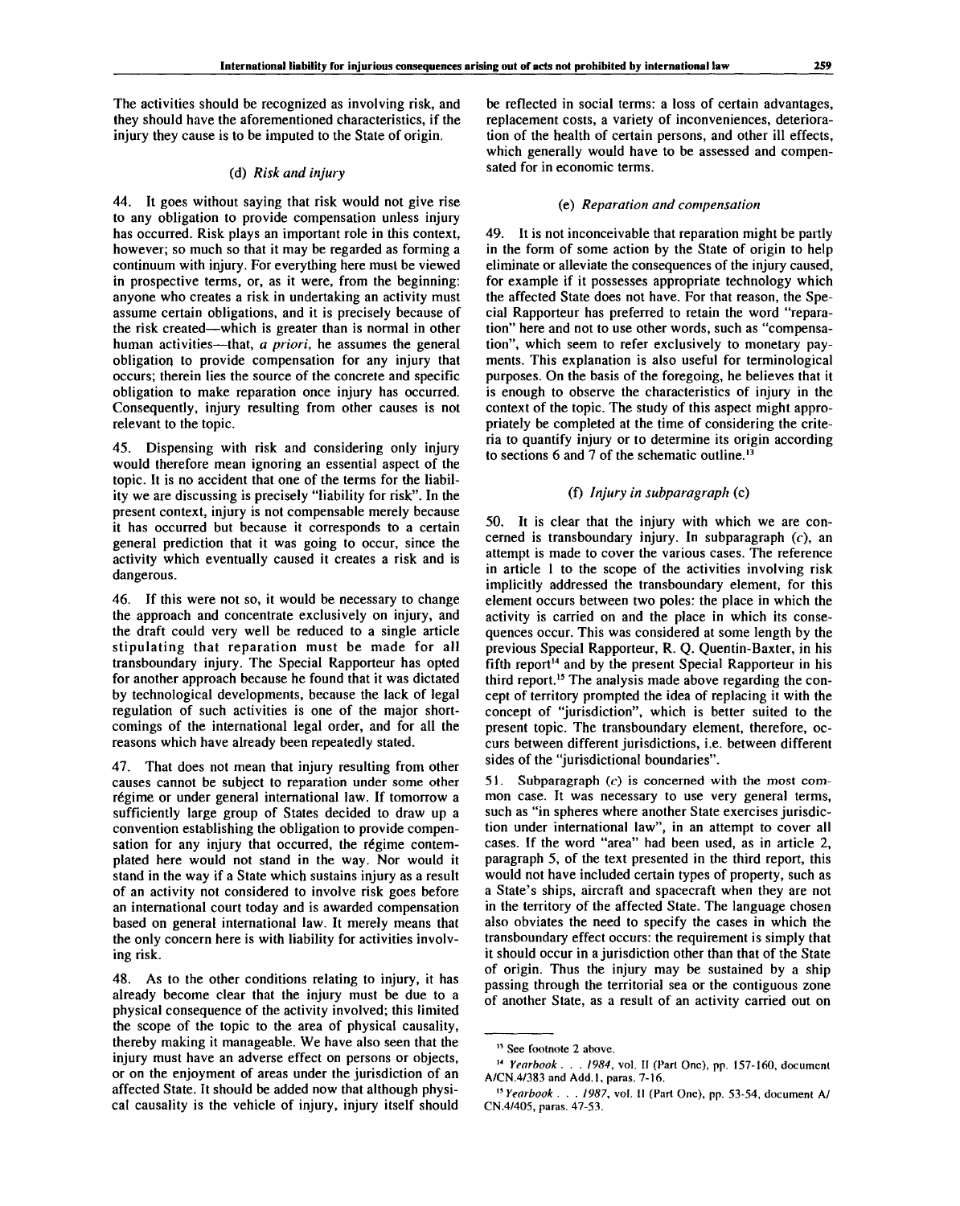The activities should be recognized as involving risk, and they should have the aforementioned characteristics, if the injury they cause is to be imputed to the State of origin.

### (d) *Risk and injury*

44. It goes without saying that risk would not give rise to any obligation to provide compensation unless injury has occurred. Risk plays an important role in this context, however; so much so that it may be regarded as forming a continuum with injury. For everything here must be viewed in prospective terms, or, as it were, from the beginning: anyone who creates a risk in undertaking an activity must assume certain obligations, and it is precisely because of the risk created—which is greater than is normal in other human activities—that, *a priori*, he assumes the general obligation to provide compensation for any injury that occurs; therein lies the source of the concrete and specific obligation to make reparation once injury has occurred. Consequently, injury resulting from other causes is not relevant to the topic.

45. Dispensing with risk and considering only injury would therefore mean ignoring an essential aspect of the topic. It is no accident that one of the terms for the liability we are discussing is precisely "liability for risk". In the present context, injury is not compensable merely because it has occurred but because it corresponds to a certain general prediction that it was going to occur, since the activity which eventually caused it creates a risk and is dangerous.

46. If this were not so, it would be necessary to change the approach and concentrate exclusively on injury, and the draft could very well be reduced to a single article stipulating that reparation must be made for all transboundary injury. The Special Rapporteur has opted for another approach because he found that it was dictated by technological developments, because the lack of legal regulation of such activities is one of the major shortcomings of the international legal order, and for all the reasons which have already been repeatedly stated.

47. That does not mean that injury resulting from other causes cannot be subject to reparation under some other régime or under general international law. If tomorrow a sufficiently large group of States decided to draw up a convention establishing the obligation to provide compensation for any injury that occurred, the régime contemplated here would not stand in the way. Nor would it stand in the way if a State which sustains injury as a result of an activity not considered to involve risk goes before an international court today and is awarded compensation based on general international law. It merely means that the only concern here is with liability for activities involving risk.

48. As to the other conditions relating to injury, it has already become clear that the injury must be due to a physical consequence of the activity involved; this limited the scope of the topic to the area of physical causality, thereby making it manageable. We have also seen that the injury must have an adverse effect on persons or objects, or on the enjoyment of areas under the jurisdiction of an affected State. It should be added now that although physical causality is the vehicle of injury, injury itself should be reflected in social terms: a loss of certain advantages, replacement costs, a variety of inconveniences, deterioration of the health of certain persons, and other ill effects, which generally would have to be assessed and compensated for in economic terms.

### (e) *Reparation and compensation*

49. It is not inconceivable that reparation might be partly in the form of some action by the State of origin to help eliminate or alleviate the consequences of the injury caused, for example if it possesses appropriate technology which the affected State does not have. For that reason, the Special Rapporteur has preferred to retain the word "reparation" here and not to use other words, such as "compensation", which seem to refer exclusively to monetary payments. This explanation is also useful for terminological purposes. On the basis of the foregoing, he believes that it is enough to observe the characteristics of injury in the context of the topic. The study of this aspect might appropriately be completed at the time of considering the criteria to quantify injury or to determine its origin according to sections 6 and 7 of the schematic outline.[13]

### (f) *Injury in subparagraph* (c)

50. It is clear that the injury with which we are concerned is transboundary injury. In subparagraph (*c*), an attempt is made to cover the various cases. The reference in article 1 to the scope of the activities involving risk implicitly addressed the transboundary element, for this element occurs between two poles: the place in which the activity is carried on and the place in which its consequences occur. This was considered at some length by the previous Special Rapporteur, R. Q. Quentin-Baxter, in his fifth report[14] and by the present Special Rapporteur in his third report.[15] The analysis made above regarding the concept of territory prompted the idea of replacing it with the concept of "jurisdiction", which is better suited to the present topic. The transboundary element, therefore, occurs between different jurisdictions, i.e. between different sides of the "jurisdictional boundaries".

51. Subparagraph (*c*) is concerned with the most common case. It was necessary to use very general terms, such as "in spheres where another State exercises jurisdiction under international law", in an attempt to cover all cases. If the word "area" had been used, as in article 2, paragraph 5, of the text presented in the third report, this would not have included certain types of property, such as a State's ships, aircraft and spacecraft when they are not in the territory of the affected State. The language chosen also obviates the need to specify the cases in which the transboundary effect occurs: the requirement is simply that it should occur in a jurisdiction other than that of the State of origin. Thus the injury may be sustained by a ship passing through the territorial sea or the contiguous zone of another State, as a result of an activity carried out on

---

[13] See footnote 2 above.

[14] *Yearbook . . . 1984*, vol. II (Part One), pp. 157-160, document A/CN.4/383 and Add.1, paras. 7-16.

[15] *Yearbook . . . 1987*, vol. II (Part One), pp. 53-54, document A/CN.4/405, paras. 47-53.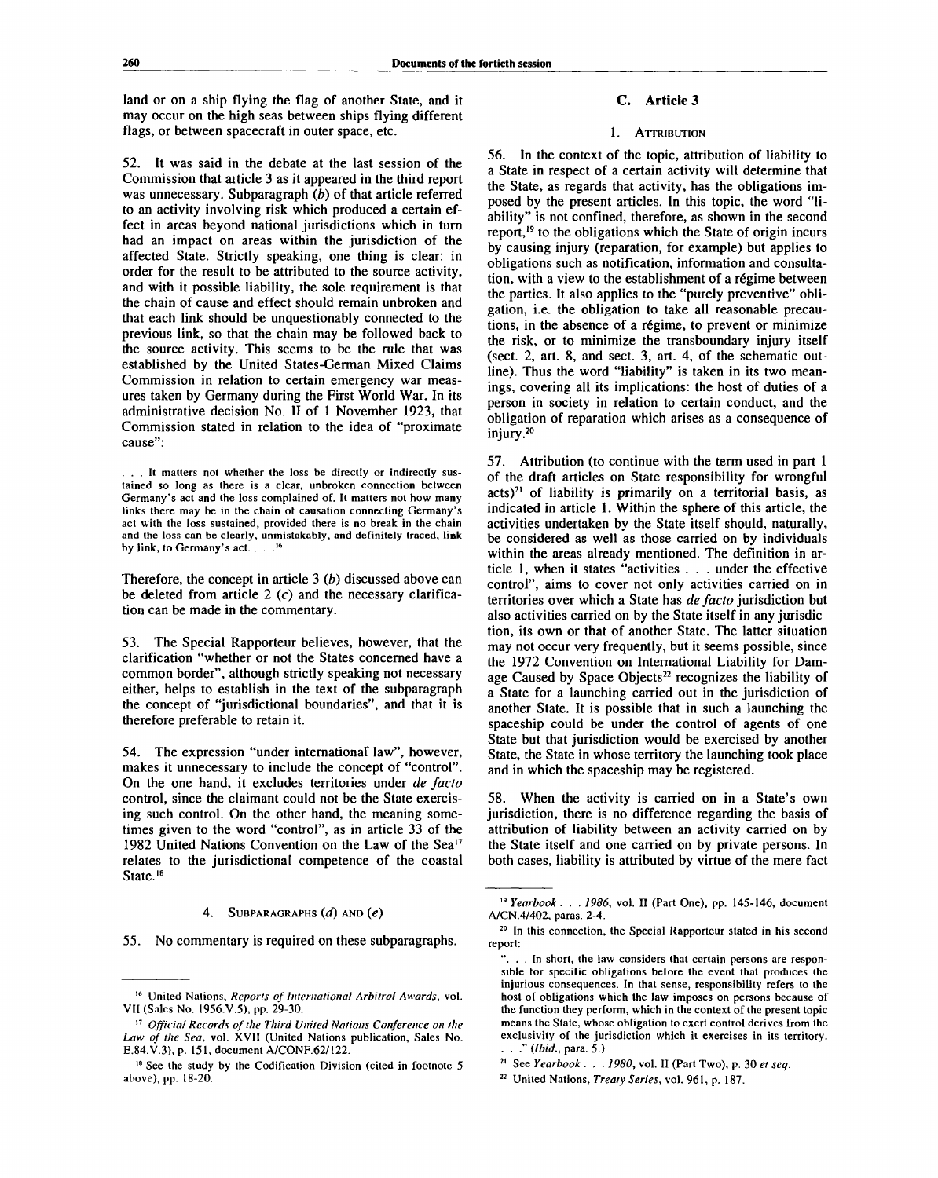land or on a ship flying the flag of another State, and it may occur on the high seas between ships flying different flags, or between spacecraft in outer space, etc.

52. It was said in the debate at the last session of the Commission that article 3 as it appeared in the third report was unnecessary. Subparagraph (*b*) of that article referred to an activity involving risk which produced a certain effect in areas beyond national jurisdictions which in turn had an impact on areas within the jurisdiction of the affected State. Strictly speaking, one thing is clear: in order for the result to be attributed to the source activity, and with it possible liability, the sole requirement is that the chain of cause and effect should remain unbroken and that each link should be unquestionably connected to the previous link, so that the chain may be followed back to the source activity. This seems to be the rule that was established by the United States-German Mixed Claims Commission in relation to certain emergency war measures taken by Germany during the First World War. In its administrative decision No. II of 1 November 1923, that Commission stated in relation to the idea of "proximate cause":

> . . . It matters not whether the loss be directly or indirectly sustained so long as there is a clear, unbroken connection between Germany's act and the loss complained of. It matters not how many links there may be in the chain of causation connecting Germany's act with the loss sustained, provided there is no break in the chain and the loss can be clearly, unmistakably, and definitely traced, link by link, to Germany's act. . . .[16]

Therefore, the concept in article 3 (*b*) discussed above can be deleted from article 2 (*c*) and the necessary clarification can be made in the commentary.

53. The Special Rapporteur believes, however, that the clarification "whether or not the States concerned have a common border", although strictly speaking not necessary either, helps to establish in the text of the subparagraph the concept of "jurisdictional boundaries", and that it is therefore preferable to retain it.

54. The expression "under international law", however, makes it unnecessary to include the concept of "control". On the one hand, it excludes territories under *de facto* control, since the claimant could not be the State exercising such control. On the other hand, the meaning sometimes given to the word "control", as in article 33 of the 1982 United Nations Convention on the Law of the Sea[17] relates to the jurisdictional competence of the coastal State.[18]

#### 4. SUBPARAGRAPHS (*d*) AND (*e*)

55. No commentary is required on these subparagraphs.

### C. Article 3

#### 1. ATTRIBUTION

56. In the context of the topic, attribution of liability to a State in respect of a certain activity will determine that the State, as regards that activity, has the obligations imposed by the present articles. In this topic, the word "liability" is not confined, therefore, as shown in the second report,[19] to the obligations which the State of origin incurs by causing injury (reparation, for example) but applies to obligations such as notification, information and consultation, with a view to the establishment of a régime between the parties. It also applies to the "purely preventive" obligation, i.e. the obligation to take all reasonable precautions, in the absence of a régime, to prevent or minimize the risk, or to minimize the transboundary injury itself (sect. 2, art. 8, and sect. 3, art. 4, of the schematic outline). Thus the word "liability" is taken in its two meanings, covering all its implications: the host of duties of a person in society in relation to certain conduct, and the obligation of reparation which arises as a consequence of injury.[20]

57. Attribution (to continue with the term used in part 1 of the draft articles on State responsibility for wrongful acts)[21] of liability is primarily on a territorial basis, as indicated in article 1. Within the sphere of this article, the activities undertaken by the State itself should, naturally, be considered as well as those carried on by individuals within the areas already mentioned. The definition in article 1, when it states "activities . . . under the effective control", aims to cover not only activities carried on in territories over which a State has *de facto* jurisdiction but also activities carried on by the State itself in any jurisdiction, its own or that of another State. The latter situation may not occur very frequently, but it seems possible, since the 1972 Convention on International Liability for Damage Caused by Space Objects[22] recognizes the liability of a State for a launching carried out in the jurisdiction of another State. It is possible that in such a launching the spaceship could be under the control of agents of one State but that jurisdiction would be exercised by another State, the State in whose territory the launching took place and in which the spaceship may be registered.

58. When the activity is carried on in a State's own jurisdiction, there is no difference regarding the basis of attribution of liability between an activity carried on by the State itself and one carried on by private persons. In both cases, liability is attributed by virtue of the mere fact

---

[16] United Nations, *Reports of International Arbitral Awards*, vol. VII (Sales No. 1956.V.5), pp. 29-30.

[17] *Official Records of the Third United Nations Conference on the Law of the Sea*, vol. XVII (United Nations publication, Sales No. E.84.V.3), p. 151, document A/CONF.62/122.

[18] See the study by the Codification Division (cited in footnote 5 above), pp. 18-20.

[19] *Yearbook . . . 1986*, vol. II (Part One), pp. 145-146, document A/CN.4/402, paras. 2-4.

[20] In this connection, the Special Rapporteur stated in his second report:

"... In short, the law considers that certain persons are responsible for specific obligations before the event that produces the injurious consequences. In that sense, responsibility refers to the host of obligations which the law imposes on persons because of the function they perform, which in the context of the present topic means the State, whose obligation to exert control derives from the exclusivity of the jurisdiction which it exercises in its territory. . . ." (*Ibid.*, para. 5.)

[21] See *Yearbook . . . 1980*, vol. II (Part Two), p. 30 *et seq.*

[22] United Nations, *Treaty Series*, vol. 961, p. 187.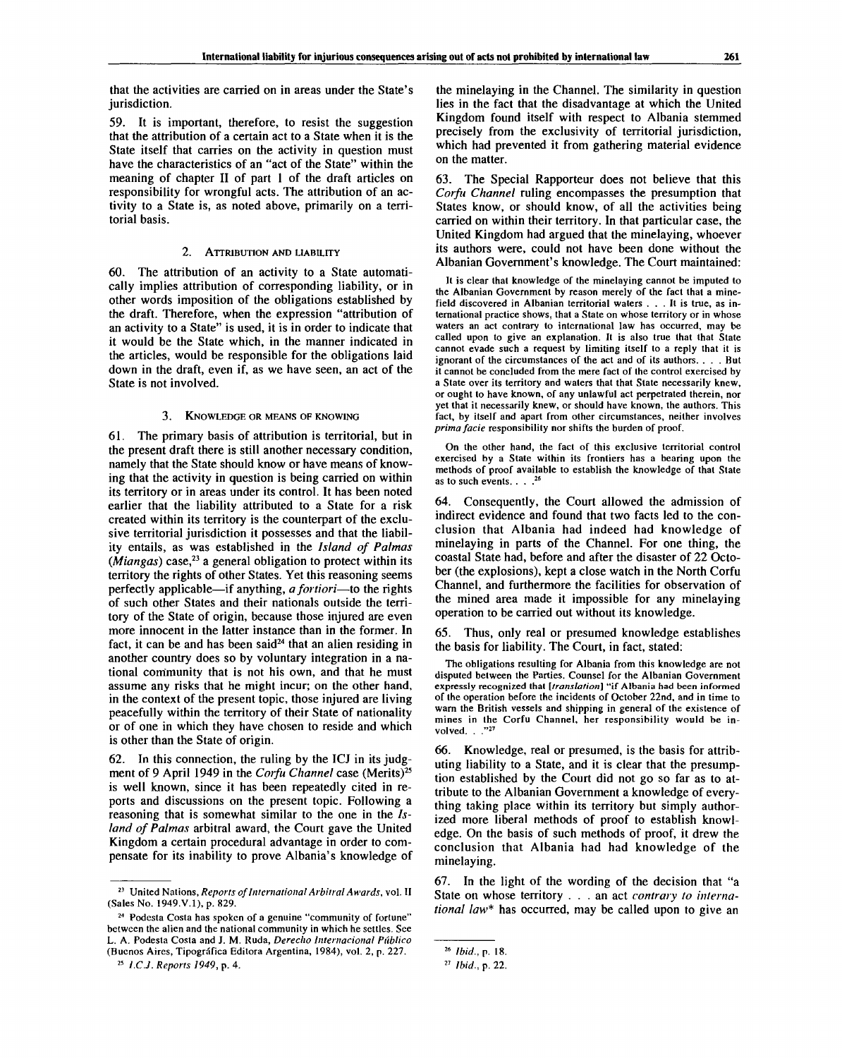that the activities are carried on in areas under the State's jurisdiction.

59. It is important, therefore, to resist the suggestion that the attribution of a certain act to a State when it is the State itself that carries on the activity in question must have the characteristics of an "act of the State" within the meaning of chapter II of part 1 of the draft articles on responsibility for wrongful acts. The attribution of an activity to a State is, as noted above, primarily on a territorial basis.

### 2. Attribution and liability

60. The attribution of an activity to a State automatically implies attribution of corresponding liability, or in other words imposition of the obligations established by the draft. Therefore, when the expression "attribution of an activity to a State" is used, it is in order to indicate that it would be the State which, in the manner indicated in the articles, would be responsible for the obligations laid down in the draft, even if, as we have seen, an act of the State is not involved.

### 3. Knowledge or means of knowing

61. The primary basis of attribution is territorial, but in the present draft there is still another necessary condition, namely that the State should know or have means of knowing that the activity in question is being carried on within its territory or in areas under its control. It has been noted earlier that the liability attributed to a State for a risk created within its territory is the counterpart of the exclusive territorial jurisdiction it possesses and that the liability entails, as was established in the *Island of Palmas (Miangas)* case,[23] a general obligation to protect within its territory the rights of other States. Yet this reasoning seems perfectly applicable—if anything, *a fortiori*—to the rights of such other States and their nationals outside the territory of the State of origin, because those injured are even more innocent in the latter instance than in the former. In fact, it can be and has been said[24] that an alien residing in another country does so by voluntary integration in a national community that is not his own, and that he must assume any risks that he might incur; on the other hand, in the context of the present topic, those injured are living peacefully within the territory of their State of nationality or of one in which they have chosen to reside and which is other than the State of origin.

62. In this connection, the ruling by the ICJ in its judgment of 9 April 1949 in the *Corfu Channel* case (Merits)[25] is well known, since it has been repeatedly cited in reports and discussions on the present topic. Following a reasoning that is somewhat similar to the one in the *Island of Palmas* arbitral award, the Court gave the United Kingdom a certain procedural advantage in order to compensate for its inability to prove Albania's knowledge of the minelaying in the Channel. The similarity in question lies in the fact that the disadvantage at which the United Kingdom found itself with respect to Albania stemmed precisely from the exclusivity of territorial jurisdiction, which had prevented it from gathering material evidence on the matter.

63. The Special Rapporteur does not believe that this *Corfu Channel* ruling encompasses the presumption that States know, or should know, of all the activities being carried on within their territory. In that particular case, the United Kingdom had argued that the minelaying, whoever its authors were, could not have been done without the Albanian Government's knowledge. The Court maintained:

> It is clear that knowledge of the minelaying cannot be imputed to the Albanian Government by reason merely of the fact that a minefield discovered in Albanian territorial waters . . . It is true, as international practice shows, that a State on whose territory or in whose waters an act contrary to international law has occurred, may be called upon to give an explanation. It is also true that that State cannot evade such a request by limiting itself to a reply that it is ignorant of the circumstances of the act and of its authors. . . . But it cannot be concluded from the mere fact of the control exercised by a State over its territory and waters that that State necessarily knew, or ought to have known, of any unlawful act perpetrated therein, nor yet that it necessarily knew, or should have known, the authors. This fact, by itself and apart from other circumstances, neither involves *prima facie* responsibility nor shifts the burden of proof.
>
> On the other hand, the fact of this exclusive territorial control exercised by a State within its frontiers has a bearing upon the methods of proof available to establish the knowledge of that State as to such events. . . .[26]

64. Consequently, the Court allowed the admission of indirect evidence and found that two facts led to the conclusion that Albania had indeed had knowledge of minelaying in parts of the Channel. For one thing, the coastal State had, before and after the disaster of 22 October (the explosions), kept a close watch in the North Corfu Channel, and furthermore the facilities for observation of the mined area made it impossible for any minelaying operation to be carried out without its knowledge.

65. Thus, only real or presumed knowledge establishes the basis for liability. The Court, in fact, stated:

> The obligations resulting for Albania from this knowledge are not disputed between the Parties. Counsel for the Albanian Government expressly recognized that [*translation*] "if Albania had been informed of the operation before the incidents of October 22nd, and in time to warn the British vessels and shipping in general of the existence of mines in the Corfu Channel, her responsibility would be involved. . ."[27]

66. Knowledge, real or presumed, is the basis for attributing liability to a State, and it is clear that the presumption established by the Court did not go so far as to attribute to the Albanian Government a knowledge of everything taking place within its territory but simply authorized more liberal methods of proof to establish knowledge. On the basis of such methods of proof, it drew the conclusion that Albania had had knowledge of the minelaying.

67. In the light of the wording of the decision that "a State on whose territory . . . an act *contrary to international law*\* has occurred, may be called upon to give an

---

[23] United Nations, *Reports of International Arbitral Awards*, vol. II (Sales No. 1949.V.1), p. 829.

[24] Podesta Costa has spoken of a genuine "community of fortune" between the alien and the national community in which he settles. See L. A. Podesta Costa and J. M. Ruda, *Derecho Internacional Público* (Buenos Aires, Tipográfica Editora Argentina, 1984), vol. 2, p. 227.

[25] *I.C.J. Reports 1949*, p. 4.

[26] *Ibid.*, p. 18.

[27] *Ibid.*, p. 22.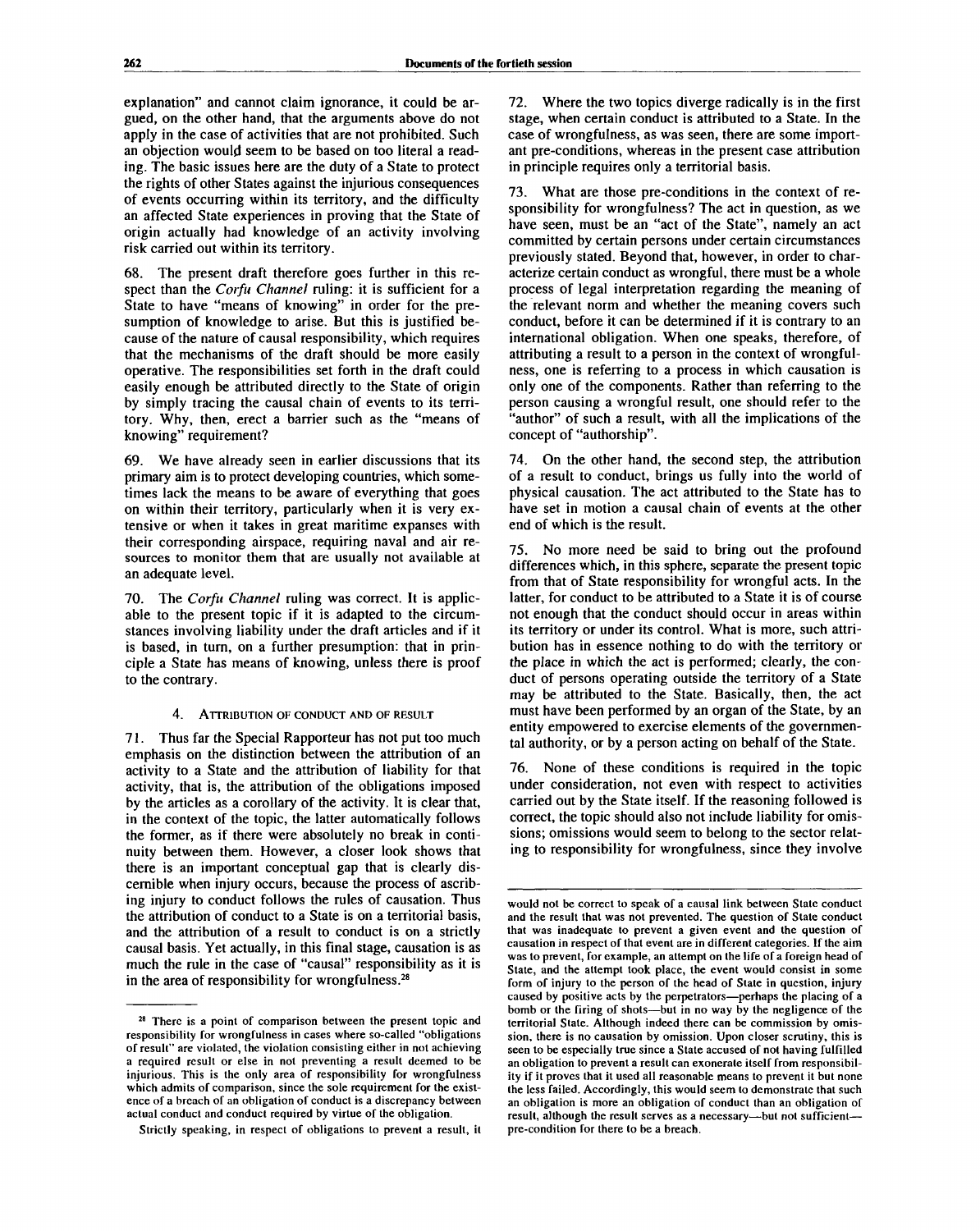explanation" and cannot claim ignorance, it could be argued, on the other hand, that the arguments above do not apply in the case of activities that are not prohibited. Such an objection would seem to be based on too literal a reading. The basic issues here are the duty of a State to protect the rights of other States against the injurious consequences of events occurring within its territory, and the difficulty an affected State experiences in proving that the State of origin actually had knowledge of an activity involving risk carried out within its territory.

68. The present draft therefore goes further in this respect than the *Corfu Channel* ruling: it is sufficient for a State to have "means of knowing" in order for the presumption of knowledge to arise. But this is justified because of the nature of causal responsibility, which requires that the mechanisms of the draft should be more easily operative. The responsibilities set forth in the draft could easily enough be attributed directly to the State of origin by simply tracing the causal chain of events to its territory. Why, then, erect a barrier such as the "means of knowing" requirement?

69. We have already seen in earlier discussions that its primary aim is to protect developing countries, which sometimes lack the means to be aware of everything that goes on within their territory, particularly when it is very extensive or when it takes in great maritime expanses with their corresponding airspace, requiring naval and air resources to monitor them that are usually not available at an adequate level.

70. The *Corfu Channel* ruling was correct. It is applicable to the present topic if it is adapted to the circumstances involving liability under the draft articles and if it is based, in turn, on a further presumption: that in principle a State has means of knowing, unless there is proof to the contrary.

#### 4. Attribution of conduct and of result

71. Thus far the Special Rapporteur has not put too much emphasis on the distinction between the attribution of an activity to a State and the attribution of liability for that activity, that is, the attribution of the obligations imposed by the articles as a corollary of the activity. It is clear that, in the context of the topic, the latter automatically follows the former, as if there were absolutely no break in continuity between them. However, a closer look shows that there is an important conceptual gap that is clearly discernible when injury occurs, because the process of ascribing injury to conduct follows the rules of causation. Thus the attribution of conduct to a State is on a territorial basis, and the attribution of a result to conduct is on a strictly causal basis. Yet actually, in this final stage, causation is as much the rule in the case of "causal" responsibility as it is in the area of responsibility for wrongfulness.[28]

72. Where the two topics diverge radically is in the first stage, when certain conduct is attributed to a State. In the case of wrongfulness, as was seen, there are some important pre-conditions, whereas in the present case attribution in principle requires only a territorial basis.

73. What are those pre-conditions in the context of responsibility for wrongfulness? The act in question, as we have seen, must be an "act of the State", namely an act committed by certain persons under certain circumstances previously stated. Beyond that, however, in order to characterize certain conduct as wrongful, there must be a whole process of legal interpretation regarding the meaning of the relevant norm and whether the meaning covers such conduct, before it can be determined if it is contrary to an international obligation. When one speaks, therefore, of attributing a result to a person in the context of wrongfulness, one is referring to a process in which causation is only one of the components. Rather than referring to the person causing a wrongful result, one should refer to the "author" of such a result, with all the implications of the concept of "authorship".

74. On the other hand, the second step, the attribution of a result to conduct, brings us fully into the world of physical causation. The act attributed to the State has to have set in motion a causal chain of events at the other end of which is the result.

75. No more need be said to bring out the profound differences which, in this sphere, separate the present topic from that of State responsibility for wrongful acts. In the latter, for conduct to be attributed to a State it is of course not enough that the conduct should occur in areas within its territory or under its control. What is more, such attribution has in essence nothing to do with the territory or the place in which the act is performed; clearly, the conduct of persons operating outside the territory of a State may be attributed to the State. Basically, then, the act must have been performed by an organ of the State, by an entity empowered to exercise elements of the governmental authority, or by a person acting on behalf of the State.

76. None of these conditions is required in the topic under consideration, not even with respect to activities carried out by the State itself. If the reasoning followed is correct, the topic should also not include liability for omissions; omissions would seem to belong to the sector relating to responsibility for wrongfulness, since they involve

---

[28] There is a point of comparison between the present topic and responsibility for wrongfulness in cases where so-called "obligations of result" are violated, the violation consisting either in not achieving a required result or else in not preventing a result deemed to be injurious. This is the only area of responsibility for wrongfulness which admits of comparison, since the sole requirement for the existence of a breach of an obligation of conduct is a discrepancy between actual conduct and conduct required by virtue of the obligation.

Strictly speaking, in respect of obligations to prevent a result, it would not be correct to speak of a causal link between State conduct and the result that was not prevented. The question of State conduct that was inadequate to prevent a given event and the question of causation in respect of that event are in different categories. If the aim was to prevent, for example, an attempt on the life of a foreign head of State, and the attempt took place, the event would consist in some form of injury to the person of the head of State in question, injury caused by positive acts by the perpetrators—perhaps the placing of a bomb or the firing of shots—but in no way by the negligence of the territorial State. Although indeed there can be commission by omission, there is no causation by omission. Upon closer scrutiny, this is seen to be especially true since a State accused of not having fulfilled an obligation to prevent a result can exonerate itself from responsibility if it proves that it used all reasonable means to prevent it but none the less failed. Accordingly, this would seem to demonstrate that such an obligation is more an obligation of conduct than an obligation of result, although the result serves as a necessary—but not sufficient—pre-condition for there to be a breach.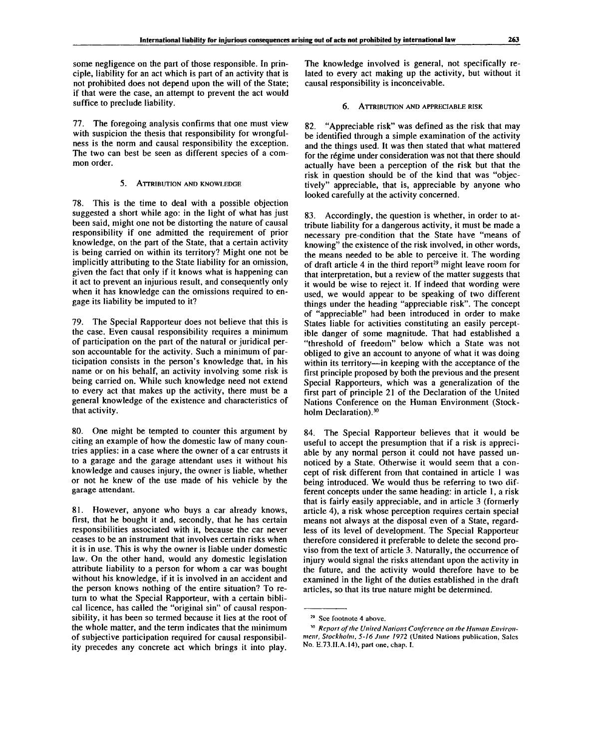some negligence on the part of those responsible. In principle, liability for an act which is part of an activity that is not prohibited does not depend upon the will of the State; if that were the case, an attempt to prevent the act would suffice to preclude liability.

77. The foregoing analysis confirms that one must view with suspicion the thesis that responsibility for wrongfulness is the norm and causal responsibility the exception. The two can best be seen as different species of a common order.

### 5. Attribution and knowledge

78. This is the time to deal with a possible objection suggested a short while ago: in the light of what has just been said, might one not be distorting the nature of causal responsibility if one admitted the requirement of prior knowledge, on the part of the State, that a certain activity is being carried on within its territory? Might one not be implicitly attributing to the State liability for an omission, given the fact that only if it knows what is happening can it act to prevent an injurious result, and consequently only when it has knowledge can the omissions required to engage its liability be imputed to it?

79. The Special Rapporteur does not believe that this is the case. Even causal responsibility requires a minimum of participation on the part of the natural or juridical person accountable for the activity. Such a minimum of participation consists in the person's knowledge that, in his name or on his behalf, an activity involving some risk is being carried on. While such knowledge need not extend to every act that makes up the activity, there must be a general knowledge of the existence and characteristics of that activity.

80. One might be tempted to counter this argument by citing an example of how the domestic law of many countries applies: in a case where the owner of a car entrusts it to a garage and the garage attendant uses it without his knowledge and causes injury, the owner is liable, whether or not he knew of the use made of his vehicle by the garage attendant.

81. However, anyone who buys a car already knows, first, that he bought it and, secondly, that he has certain responsibilities associated with it, because the car never ceases to be an instrument that involves certain risks when it is in use. This is why the owner is liable under domestic law. On the other hand, would any domestic legislation attribute liability to a person for whom a car was bought without his knowledge, if it is involved in an accident and the person knows nothing of the entire situation? To return to what the Special Rapporteur, with a certain biblical licence, has called the "original sin" of causal responsibility, it has been so termed because it lies at the root of the whole matter, and the term indicates that the minimum of subjective participation required for causal responsibility precedes any concrete act which brings it into play. The knowledge involved is general, not specifically related to every act making up the activity, but without it causal responsibility is inconceivable.

### 6. Attribution and appreciable risk

82. "Appreciable risk" was defined as the risk that may be identified through a simple examination of the activity and the things used. It was then stated that what mattered for the régime under consideration was not that there should actually have been a perception of the risk but that the risk in question should be of the kind that was "objectively" appreciable, that is, appreciable by anyone who looked carefully at the activity concerned.

83. Accordingly, the question is whether, in order to attribute liability for a dangerous activity, it must be made a necessary pre-condition that the State have "means of knowing" the existence of the risk involved, in other words, the means needed to be able to perceive it. The wording of draft article 4 in the third report[29] might leave room for that interpretation, but a review of the matter suggests that it would be wise to reject it. If indeed that wording were used, we would appear to be speaking of two different things under the heading "appreciable risk". The concept of "appreciable" had been introduced in order to make States liable for activities constituting an easily perceptible danger of some magnitude. That had established a "threshold of freedom" below which a State was not obliged to give an account to anyone of what it was doing within its territory—in keeping with the acceptance of the first principle proposed by both the previous and the present Special Rapporteurs, which was a generalization of the first part of principle 21 of the Declaration of the United Nations Conference on the Human Environment (Stockholm Declaration).[30]

84. The Special Rapporteur believes that it would be useful to accept the presumption that if a risk is appreciable by any normal person it could not have passed unnoticed by a State. Otherwise it would seem that a concept of risk different from that contained in article 1 was being introduced. We would thus be referring to two different concepts under the same heading: in article 1, a risk that is fairly easily appreciable, and in article 3 (formerly article 4), a risk whose perception requires certain special means not always at the disposal even of a State, regardless of its level of development. The Special Rapporteur therefore considered it preferable to delete the second proviso from the text of article 3. Naturally, the occurrence of injury would signal the risks attendant upon the activity in the future, and the activity would therefore have to be examined in the light of the duties established in the draft articles, so that its true nature might be determined.

---

[29] See footnote 4 above.

[30] *Report of the United Nations Conference on the Human Environment, Stockholm, 5-16 June 1972* (United Nations publication, Sales No. E.73.II.A.14), part one, chap. I.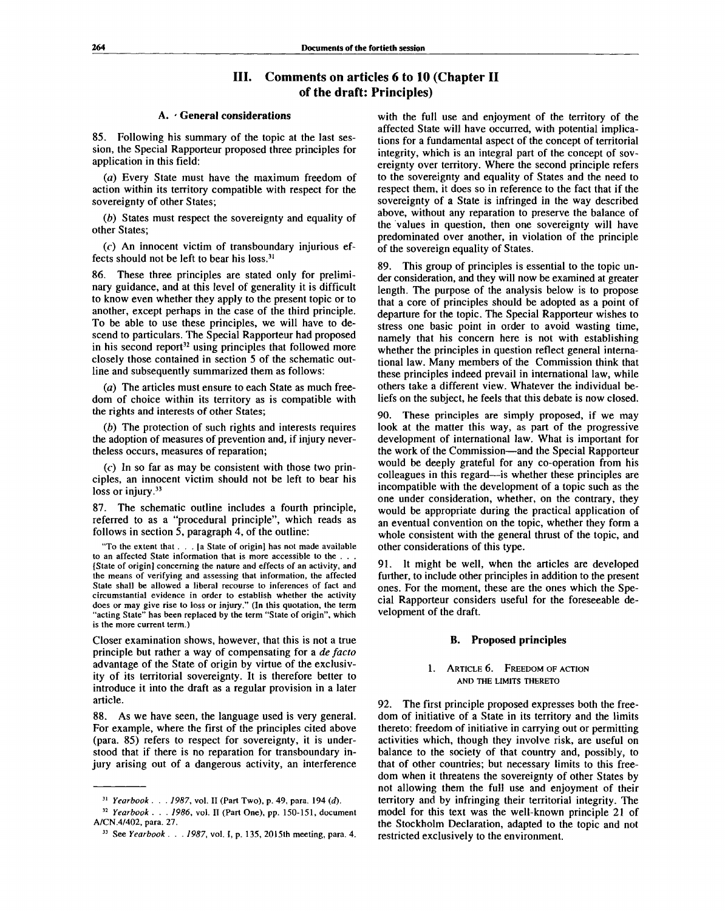## III. Comments on articles 6 to 10 (Chapter II of the draft: Principles)

### A. General considerations

85. Following his summary of the topic at the last session, the Special Rapporteur proposed three principles for application in this field:

(*a*) Every State must have the maximum freedom of action within its territory compatible with respect for the sovereignty of other States;

(*b*) States must respect the sovereignty and equality of other States;

(*c*) An innocent victim of transboundary injurious effects should not be left to bear his loss.[31]

86. These three principles are stated only for preliminary guidance, and at this level of generality it is difficult to know even whether they apply to the present topic or to another, except perhaps in the case of the third principle. To be able to use these principles, we will have to descend to particulars. The Special Rapporteur had proposed in his second report[32] using principles that followed more closely those contained in section 5 of the schematic outline and subsequently summarized them as follows:

(*a*) The articles must ensure to each State as much freedom of choice within its territory as is compatible with the rights and interests of other States;

(*b*) The protection of such rights and interests requires the adoption of measures of prevention and, if injury nevertheless occurs, measures of reparation;

(*c*) In so far as may be consistent with those two principles, an innocent victim should not be left to bear his loss or injury.[33]

87. The schematic outline includes a fourth principle, referred to as a "procedural principle", which reads as follows in section 5, paragraph 4, of the outline:

"To the extent that . . . [a State of origin] has not made available to an affected State information that is more accessible to the . . . [State of origin] concerning the nature and effects of an activity, and the means of verifying and assessing that information, the affected State shall be allowed a liberal recourse to inferences of fact and circumstantial evidence in order to establish whether the activity does or may give rise to loss or injury." (In this quotation, the term "acting State" has been replaced by the term "State of origin", which is the more current term.)

Closer examination shows, however, that this is not a true principle but rather a way of compensating for a *de facto* advantage of the State of origin by virtue of the exclusivity of its territorial sovereignty. It is therefore better to introduce it into the draft as a regular provision in a later article.

88. As we have seen, the language used is very general. For example, where the first of the principles cited above (para. 85) refers to respect for sovereignty, it is understood that if there is no reparation for transboundary injury arising out of a dangerous activity, an interference with the full use and enjoyment of the territory of the affected State will have occurred, with potential implications for a fundamental aspect of the concept of territorial integrity, which is an integral part of the concept of sovereignty over territory. Where the second principle refers to the sovereignty and equality of States and the need to respect them, it does so in reference to the fact that if the sovereignty of a State is infringed in the way described above, without any reparation to preserve the balance of the values in question, then one sovereignty will have predominated over another, in violation of the principle of the sovereign equality of States.

89. This group of principles is essential to the topic under consideration, and they will now be examined at greater length. The purpose of the analysis below is to propose that a core of principles should be adopted as a point of departure for the topic. The Special Rapporteur wishes to stress one basic point in order to avoid wasting time, namely that his concern here is not with establishing whether the principles in question reflect general international law. Many members of the Commission think that these principles indeed prevail in international law, while others take a different view. Whatever the individual beliefs on the subject, he feels that this debate is now closed.

90. These principles are simply proposed, if we may look at the matter this way, as part of the progressive development of international law. What is important for the work of the Commission—and the Special Rapporteur would be deeply grateful for any co-operation from his colleagues in this regard—is whether these principles are incompatible with the development of a topic such as the one under consideration, whether, on the contrary, they would be appropriate during the practical application of an eventual convention on the topic, whether they form a whole consistent with the general thrust of the topic, and other considerations of this type.

91. It might be well, when the articles are developed further, to include other principles in addition to the present ones. For the moment, these are the ones which the Special Rapporteur considers useful for the foreseeable development of the draft.

### B. Proposed principles

#### 1. Article 6. Freedom of action and the limits thereto

92. The first principle proposed expresses both the freedom of initiative of a State in its territory and the limits thereto: freedom of initiative in carrying out or permitting activities which, though they involve risk, are useful on balance to the society of that country and, possibly, to that of other countries; but necessary limits to this freedom when it threatens the sovereignty of other States by not allowing them the full use and enjoyment of their territory and by infringing their territorial integrity. The model for this text was the well-known principle 21 of the Stockholm Declaration, adapted to the topic and not restricted exclusively to the environment.

---

[31] *Yearbook . . . 1987*, vol. II (Part Two), p. 49, para. 194 (*d*).

[32] *Yearbook . . . 1986*, vol. II (Part One), pp. 150-151, document A/CN.4/402, para. 27.

[33] See *Yearbook . . . 1987*, vol. I, p. 135, 2015th meeting, para. 4.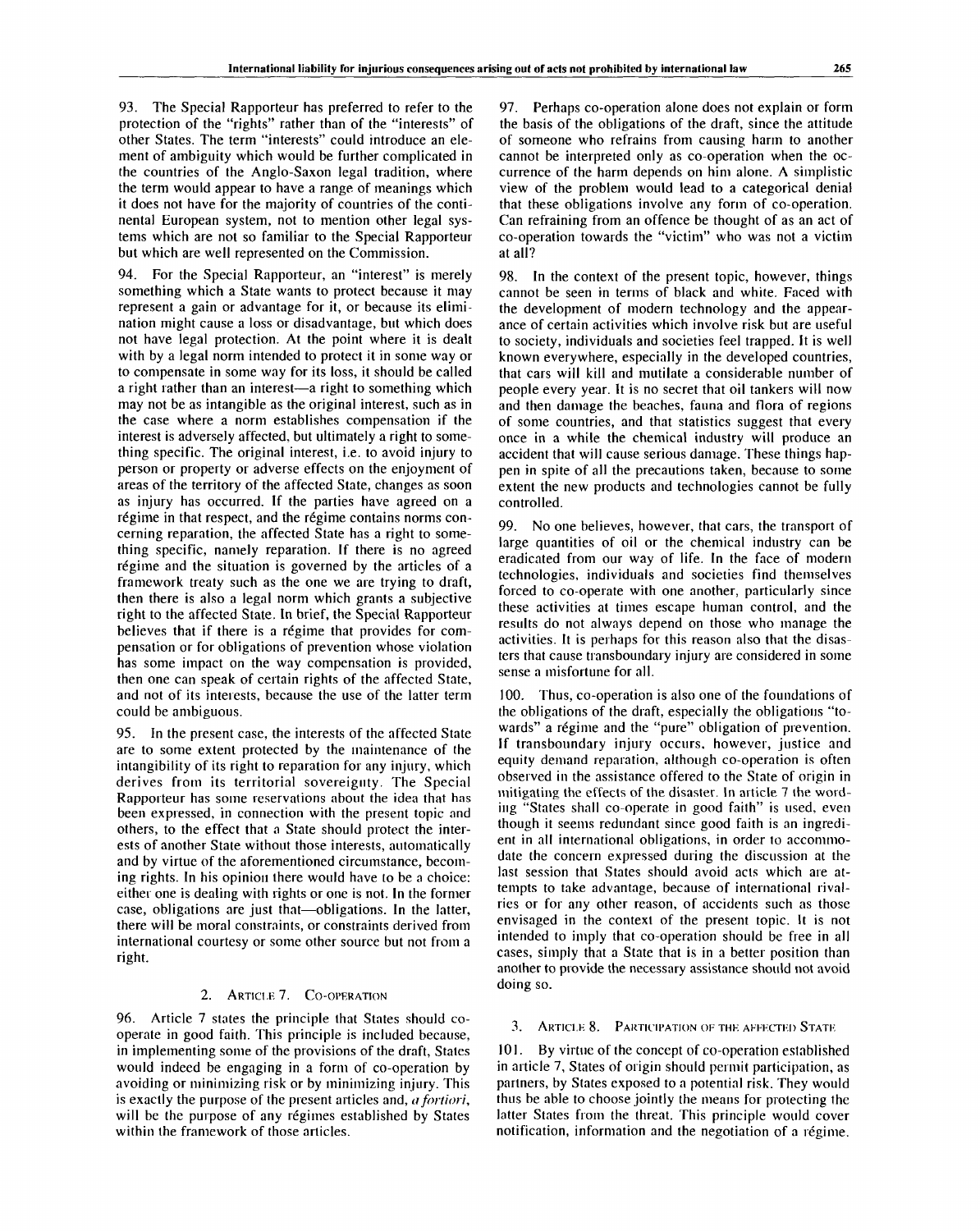93. The Special Rapporteur has preferred to refer to the protection of the "rights" rather than of the "interests" of other States. The term "interests" could introduce an element of ambiguity which would be further complicated in the countries of the Anglo-Saxon legal tradition, where the term would appear to have a range of meanings which it does not have for the majority of countries of the continental European system, not to mention other legal systems which are not so familiar to the Special Rapporteur but which are well represented on the Commission.

94. For the Special Rapporteur, an "interest" is merely something which a State wants to protect because it may represent a gain or advantage for it, or because its elimination might cause a loss or disadvantage, but which does not have legal protection. At the point where it is dealt with by a legal norm intended to protect it in some way or to compensate in some way for its loss, it should be called a right rather than an interest—a right to something which may not be as intangible as the original interest, such as in the case where a norm establishes compensation if the interest is adversely affected, but ultimately a right to something specific. The original interest, i.e. to avoid injury to person or property or adverse effects on the enjoyment of areas of the territory of the affected State, changes as soon as injury has occurred. If the parties have agreed on a régime in that respect, and the régime contains norms concerning reparation, the affected State has a right to something specific, namely reparation. If there is no agreed régime and the situation is governed by the articles of a framework treaty such as the one we are trying to draft, then there is also a legal norm which grants a subjective right to the affected State. In brief, the Special Rapporteur believes that if there is a régime that provides for compensation or for obligations of prevention whose violation has some impact on the way compensation is provided, then one can speak of certain rights of the affected State, and not of its interests, because the use of the latter term could be ambiguous.

95. In the present case, the interests of the affected State are to some extent protected by the maintenance of the intangibility of its right to reparation for any injury, which derives from its territorial sovereignty. The Special Rapporteur has some reservations about the idea that has been expressed, in connection with the present topic and others, to the effect that a State should protect the interests of another State without those interests, automatically and by virtue of the aforementioned circumstance, becoming rights. In his opinion there would have to be a choice: either one is dealing with rights or one is not. In the former case, obligations are just that—obligations. In the latter, there will be moral constraints, or constraints derived from international courtesy or some other source but not from a right.

### 2. Article 7. Co-operation

96. Article 7 states the principle that States should co-operate in good faith. This principle is included because, in implementing some of the provisions of the draft, States would indeed be engaging in a form of co-operation by avoiding or minimizing risk or by minimizing injury. This is exactly the purpose of the present articles and, *a fortiori*, will be the purpose of any régimes established by States within the framework of those articles.

97. Perhaps co-operation alone does not explain or form the basis of the obligations of the draft, since the attitude of someone who refrains from causing harm to another cannot be interpreted only as co-operation when the occurrence of the harm depends on him alone. A simplistic view of the problem would lead to a categorical denial that these obligations involve any form of co-operation. Can refraining from an offence be thought of as an act of co-operation towards the "victim" who was not a victim at all?

98. In the context of the present topic, however, things cannot be seen in terms of black and white. Faced with the development of modern technology and the appearance of certain activities which involve risk but are useful to society, individuals and societies feel trapped. It is well known everywhere, especially in the developed countries, that cars will kill and mutilate a considerable number of people every year. It is no secret that oil tankers will now and then damage the beaches, fauna and flora of regions of some countries, and that statistics suggest that every once in a while the chemical industry will produce an accident that will cause serious damage. These things happen in spite of all the precautions taken, because to some extent the new products and technologies cannot be fully controlled.

99. No one believes, however, that cars, the transport of large quantities of oil or the chemical industry can be eradicated from our way of life. In the face of modern technologies, individuals and societies find themselves forced to co-operate with one another, particularly since these activities at times escape human control, and the results do not always depend on those who manage the activities. It is perhaps for this reason also that the disasters that cause transboundary injury are considered in some sense a misfortune for all.

100. Thus, co-operation is also one of the foundations of the obligations of the draft, especially the obligations "towards" a régime and the "pure" obligation of prevention. If transboundary injury occurs, however, justice and equity demand reparation, although co-operation is often observed in the assistance offered to the State of origin in mitigating the effects of the disaster. In article 7 the wording "States shall co-operate in good faith" is used, even though it seems redundant since good faith is an ingredient in all international obligations, in order to accommodate the concern expressed during the discussion at the last session that States should avoid acts which are attempts to take advantage, because of international rivalries or for any other reason, of accidents such as those envisaged in the context of the present topic. It is not intended to imply that co-operation should be free in all cases, simply that a State that is in a better position than another to provide the necessary assistance should not avoid doing so.

### 3. Article 8. Participation of the affected State

101. By virtue of the concept of co-operation established in article 7, States of origin should permit participation, as partners, by States exposed to a potential risk. They would thus be able to choose jointly the means for protecting the latter States from the threat. This principle would cover notification, information and the negotiation of a régime.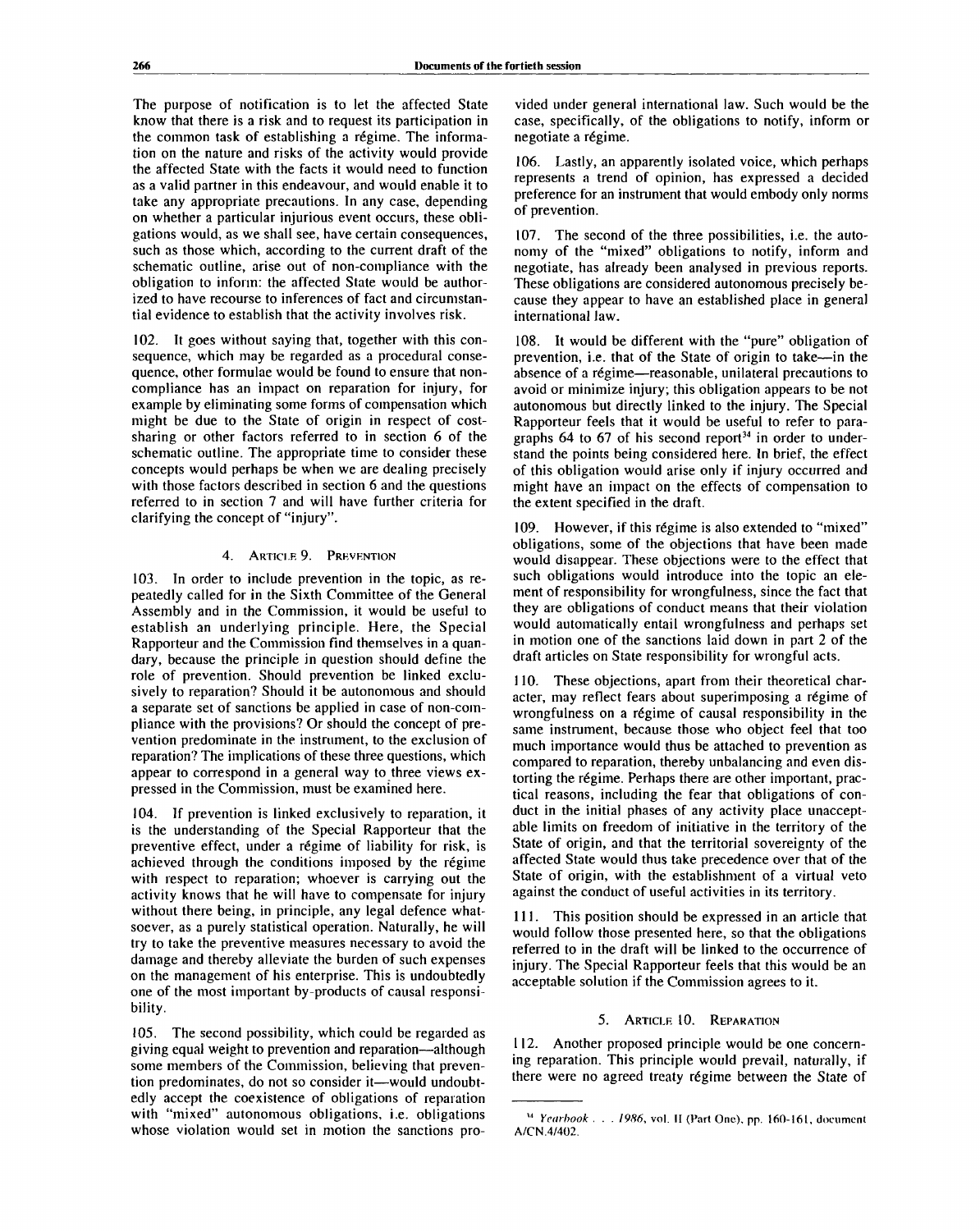The purpose of notification is to let the affected State know that there is a risk and to request its participation in the common task of establishing a régime. The information on the nature and risks of the activity would provide the affected State with the facts it would need to function as a valid partner in this endeavour, and would enable it to take any appropriate precautions. In any case, depending on whether a particular injurious event occurs, these obligations would, as we shall see, have certain consequences, such as those which, according to the current draft of the schematic outline, arise out of non-compliance with the obligation to inform: the affected State would be authorized to have recourse to inferences of fact and circumstantial evidence to establish that the activity involves risk.

102. It goes without saying that, together with this consequence, which may be regarded as a procedural consequence, other formulae would be found to ensure that non-compliance has an impact on reparation for injury, for example by eliminating some forms of compensation which might be due to the State of origin in respect of cost-sharing or other factors referred to in section 6 of the schematic outline. The appropriate time to consider these concepts would perhaps be when we are dealing precisely with those factors described in section 6 and the questions referred to in section 7 and will have further criteria for clarifying the concept of "injury".

### 4. Article 9. Prevention

103. In order to include prevention in the topic, as repeatedly called for in the Sixth Committee of the General Assembly and in the Commission, it would be useful to establish an underlying principle. Here, the Special Rapporteur and the Commission find themselves in a quandary, because the principle in question should define the role of prevention. Should prevention be linked exclusively to reparation? Should it be autonomous and should a separate set of sanctions be applied in case of non-compliance with the provisions? Or should the concept of prevention predominate in the instrument, to the exclusion of reparation? The implications of these three questions, which appear to correspond in a general way to three views expressed in the Commission, must be examined here.

104. If prevention is linked exclusively to reparation, it is the understanding of the Special Rapporteur that the preventive effect, under a régime of liability for risk, is achieved through the conditions imposed by the régime with respect to reparation; whoever is carrying out the activity knows that he will have to compensate for injury without there being, in principle, any legal defence whatsoever, as a purely statistical operation. Naturally, he will try to take the preventive measures necessary to avoid the damage and thereby alleviate the burden of such expenses on the management of his enterprise. This is undoubtedly one of the most important by-products of causal responsibility.

105. The second possibility, which could be regarded as giving equal weight to prevention and reparation—although some members of the Commission, believing that prevention predominates, do not so consider it—would undoubtedly accept the coexistence of obligations of reparation with "mixed" autonomous obligations, i.e. obligations whose violation would set in motion the sanctions provided under general international law. Such would be the case, specifically, of the obligations to notify, inform or negotiate a régime.

106. Lastly, an apparently isolated voice, which perhaps represents a trend of opinion, has expressed a decided preference for an instrument that would embody only norms of prevention.

107. The second of the three possibilities, i.e. the autonomy of the "mixed" obligations to notify, inform and negotiate, has already been analysed in previous reports. These obligations are considered autonomous precisely because they appear to have an established place in general international law.

108. It would be different with the "pure" obligation of prevention, i.e. that of the State of origin to take—in the absence of a régime—reasonable, unilateral precautions to avoid or minimize injury; this obligation appears to be not autonomous but directly linked to the injury. The Special Rapporteur feels that it would be useful to refer to paragraphs 64 to 67 of his second report[34] in order to understand the points being considered here. In brief, the effect of this obligation would arise only if injury occurred and might have an impact on the effects of compensation to the extent specified in the draft.

109. However, if this régime is also extended to "mixed" obligations, some of the objections that have been made would disappear. These objections were to the effect that such obligations would introduce into the topic an element of responsibility for wrongfulness, since the fact that they are obligations of conduct means that their violation would automatically entail wrongfulness and perhaps set in motion one of the sanctions laid down in part 2 of the draft articles on State responsibility for wrongful acts.

110. These objections, apart from their theoretical character, may reflect fears about superimposing a régime of wrongfulness on a régime of causal responsibility in the same instrument, because those who object feel that too much importance would thus be attached to prevention as compared to reparation, thereby unbalancing and even distorting the régime. Perhaps there are other important, practical reasons, including the fear that obligations of conduct in the initial phases of any activity place unacceptable limits on freedom of initiative in the territory of the State of origin, and that the territorial sovereignty of the affected State would thus take precedence over that of the State of origin, with the establishment of a virtual veto against the conduct of useful activities in its territory.

111. This position should be expressed in an article that would follow those presented here, so that the obligations referred to in the draft will be linked to the occurrence of injury. The Special Rapporteur feels that this would be an acceptable solution if the Commission agrees to it.

### 5. Article 10. Reparation

112. Another proposed principle would be one concerning reparation. This principle would prevail, naturally, if there were no agreed treaty régime between the State of

---

[34] *Yearbook . . . 1986*, vol. II (Part One), pp. 160-161, document A/CN.4/402.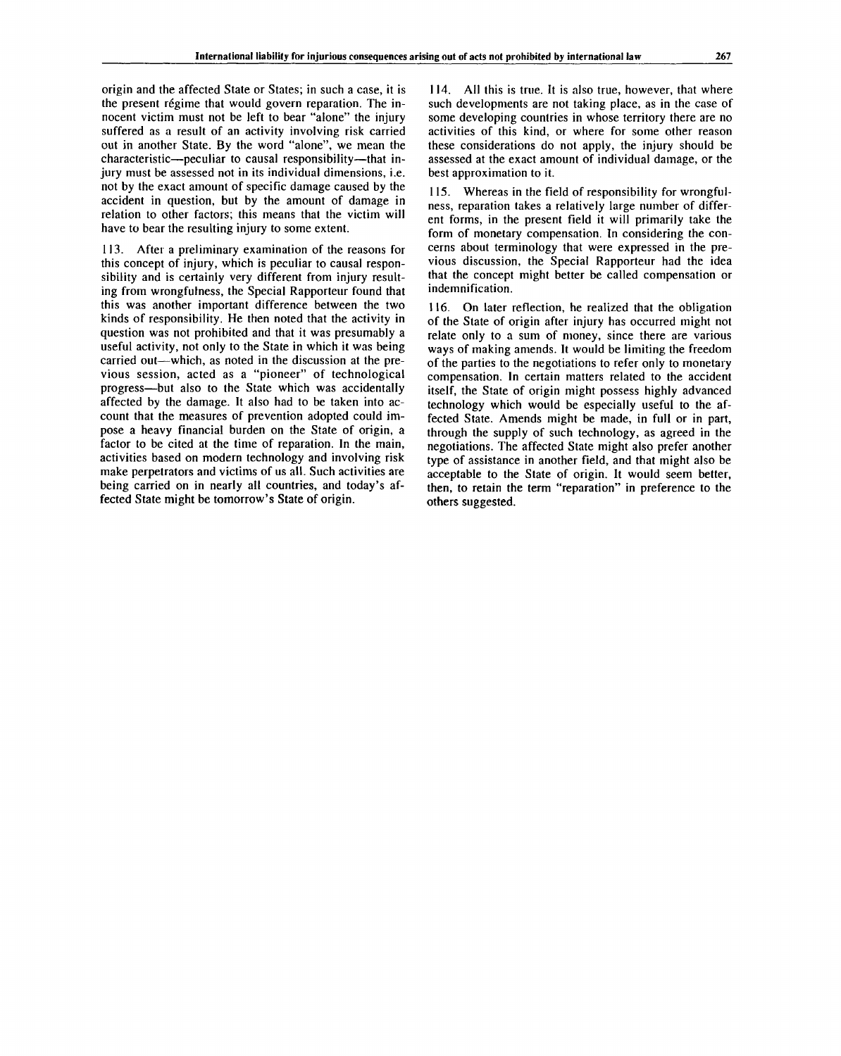origin and the affected State or States; in such a case, it is the present régime that would govern reparation. The innocent victim must not be left to bear "alone" the injury suffered as a result of an activity involving risk carried out in another State. By the word "alone", we mean the characteristic—peculiar to causal responsibility—that injury must be assessed not in its individual dimensions, i.e. not by the exact amount of specific damage caused by the accident in question, but by the amount of damage in relation to other factors; this means that the victim will have to bear the resulting injury to some extent.

113. After a preliminary examination of the reasons for this concept of injury, which is peculiar to causal responsibility and is certainly very different from injury resulting from wrongfulness, the Special Rapporteur found that this was another important difference between the two kinds of responsibility. He then noted that the activity in question was not prohibited and that it was presumably a useful activity, not only to the State in which it was being carried out—which, as noted in the discussion at the previous session, acted as a "pioneer" of technological progress—but also to the State which was accidentally affected by the damage. It also had to be taken into account that the measures of prevention adopted could impose a heavy financial burden on the State of origin, a factor to be cited at the time of reparation. In the main, activities based on modern technology and involving risk make perpetrators and victims of us all. Such activities are being carried on in nearly all countries, and today's affected State might be tomorrow's State of origin.

114. All this is true. It is also true, however, that where such developments are not taking place, as in the case of some developing countries in whose territory there are no activities of this kind, or where for some other reason these considerations do not apply, the injury should be assessed at the exact amount of individual damage, or the best approximation to it.

115. Whereas in the field of responsibility for wrongfulness, reparation takes a relatively large number of different forms, in the present field it will primarily take the form of monetary compensation. In considering the concerns about terminology that were expressed in the previous discussion, the Special Rapporteur had the idea that the concept might better be called compensation or indemnification.

116. On later reflection, he realized that the obligation of the State of origin after injury has occurred might not relate only to a sum of money, since there are various ways of making amends. It would be limiting the freedom of the parties to the negotiations to refer only to monetary compensation. In certain matters related to the accident itself, the State of origin might possess highly advanced technology which would be especially useful to the affected State. Amends might be made, in full or in part, through the supply of such technology, as agreed in the negotiations. The affected State might also prefer another type of assistance in another field, and that might also be acceptable to the State of origin. It would seem better, then, to retain the term "reparation" in preference to the others suggested.